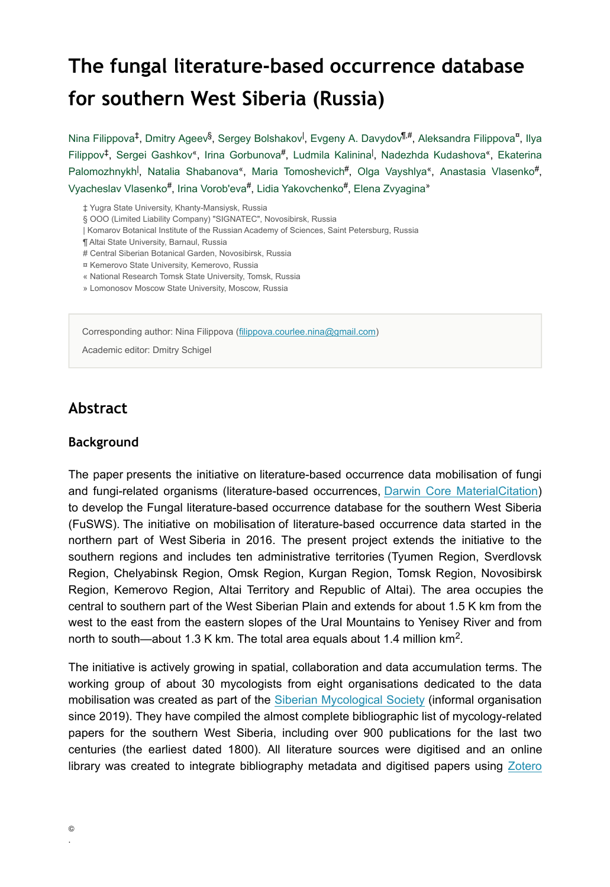# The fungal literature-based occurrence database for southern West Siberia (Russia)

Nina Filippova[‡], Dmitry Ageev[§], Sergey Bolshakov[|], Evgeny A. Davydov[¶,#], Aleksandra Filippova[¤], Ilya Filippov[‡], Sergei Gashkov[«], Irina Gorbunova[#], Ludmila Kalinina[|], Nadezhda Kudashova[«], Ekaterina Palomozhnykh[|], Natalia Shabanova[«], Maria Tomoshevich[#], Olga Vayshlya[«], Anastasia Vlasenko[#], Vyacheslav Vlasenko[#], Irina Vorob'eva[#], Lidia Yakovchenko[#], Elena Zvyagina[»]

‡ Yugra State University, Khanty-Mansiysk, Russia
§ OOO (Limited Liability Company) "SIGNATEC", Novosibirsk, Russia
| Komarov Botanical Institute of the Russian Academy of Sciences, Saint Petersburg, Russia
¶ Altai State University, Barnaul, Russia
# Central Siberian Botanical Garden, Novosibirsk, Russia
¤ Kemerovo State University, Kemerovo, Russia
« National Research Tomsk State University, Tomsk, Russia
» Lomonosov Moscow State University, Moscow, Russia

Corresponding author: Nina Filippova (filippova.courlee.nina@gmail.com)

Academic editor: Dmitry Schigel

## Abstract

### Background

The paper presents the initiative on literature-based occurrence data mobilisation of fungi and fungi-related organisms (literature-based occurrences, Darwin Core MaterialCitation) to develop the Fungal literature-based occurrence database for the southern West Siberia (FuSWS). The initiative on mobilisation of literature-based occurrence data started in the northern part of West Siberia in 2016. The present project extends the initiative to the southern regions and includes ten administrative territories (Tyumen Region, Sverdlovsk Region, Chelyabinsk Region, Omsk Region, Kurgan Region, Tomsk Region, Novosibirsk Region, Kemerovo Region, Altai Territory and Republic of Altai). The area occupies the central to southern part of the West Siberian Plain and extends for about 1.5 K km from the west to the east from the eastern slopes of the Ural Mountains to Yenisey River and from north to south—about 1.3 K km. The total area equals about 1.4 million km$^2$.

The initiative is actively growing in spatial, collaboration and data accumulation terms. The working group of about 30 mycologists from eight organisations dedicated to the data mobilisation was created as part of the Siberian Mycological Society (informal organisation since 2019). They have compiled the almost complete bibliographic list of mycology-related papers for the southern West Siberia, including over 900 publications for the last two centuries (the earliest dated 1800). All literature sources were digitised and an online library was created to integrate bibliography metadata and digitised papers using Zotero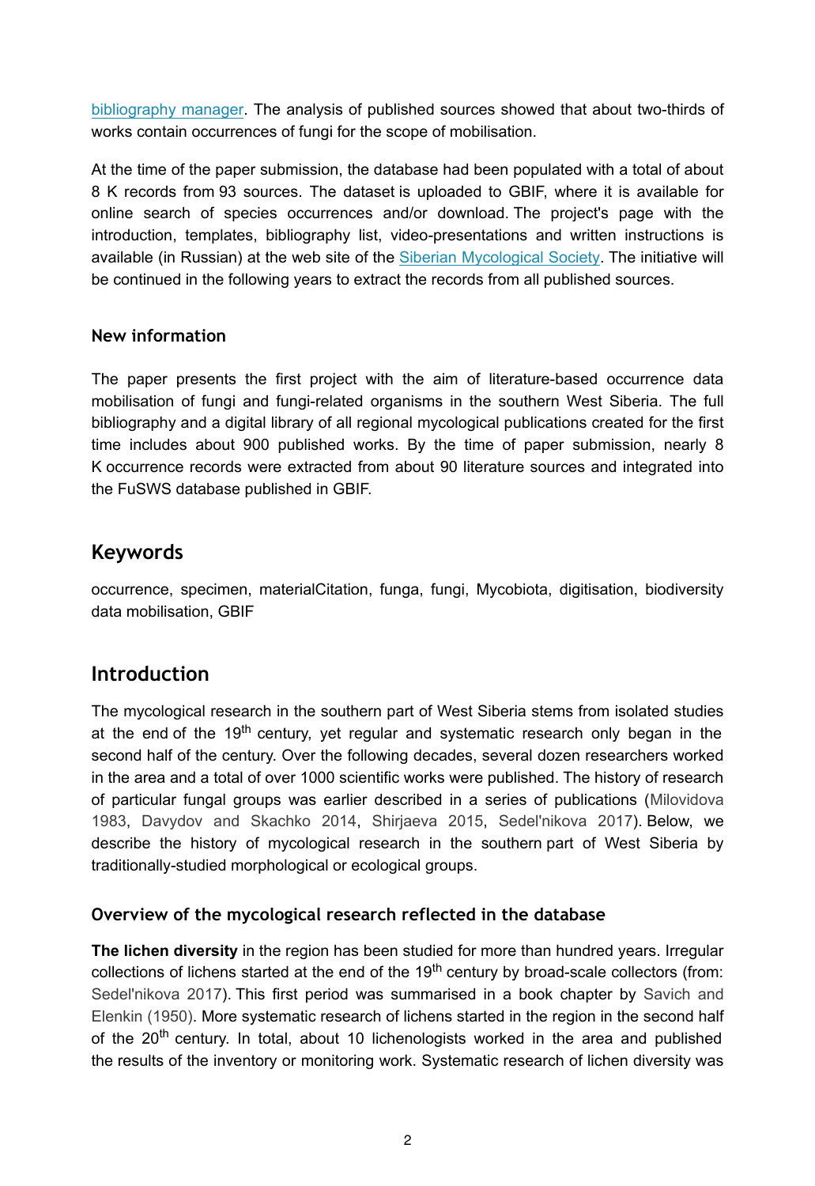bibliography manager. The analysis of published sources showed that about two-thirds of works contain occurrences of fungi for the scope of mobilisation.

At the time of the paper submission, the database had been populated with a total of about 8 K records from 93 sources. The dataset is uploaded to GBIF, where it is available for online search of species occurrences and/or download. The project's page with the introduction, templates, bibliography list, video-presentations and written instructions is available (in Russian) at the web site of the Siberian Mycological Society. The initiative will be continued in the following years to extract the records from all published sources.

### New information

The paper presents the first project with the aim of literature-based occurrence data mobilisation of fungi and fungi-related organisms in the southern West Siberia. The full bibliography and a digital library of all regional mycological publications created for the first time includes about 900 published works. By the time of paper submission, nearly 8 K occurrence records were extracted from about 90 literature sources and integrated into the FuSWS database published in GBIF.

## Keywords

occurrence, specimen, materialCitation, funga, fungi, Mycobiota, digitisation, biodiversity data mobilisation, GBIF

## Introduction

The mycological research in the southern part of West Siberia stems from isolated studies at the end of the 19th century, yet regular and systematic research only began in the second half of the century. Over the following decades, several dozen researchers worked in the area and a total of over 1000 scientific works were published. The history of research of particular fungal groups was earlier described in a series of publications (Milovidova 1983, Davydov and Skachko 2014, Shirjaeva 2015, Sedel'nikova 2017). Below, we describe the history of mycological research in the southern part of West Siberia by traditionally-studied morphological or ecological groups.

### Overview of the mycological research reflected in the database

**The lichen diversity** in the region has been studied for more than hundred years. Irregular collections of lichens started at the end of the 19th century by broad-scale collectors (from: Sedel'nikova 2017). This first period was summarised in a book chapter by Savich and Elenkin (1950). More systematic research of lichens started in the region in the second half of the 20th century. In total, about 10 lichenologists worked in the area and published the results of the inventory or monitoring work. Systematic research of lichen diversity was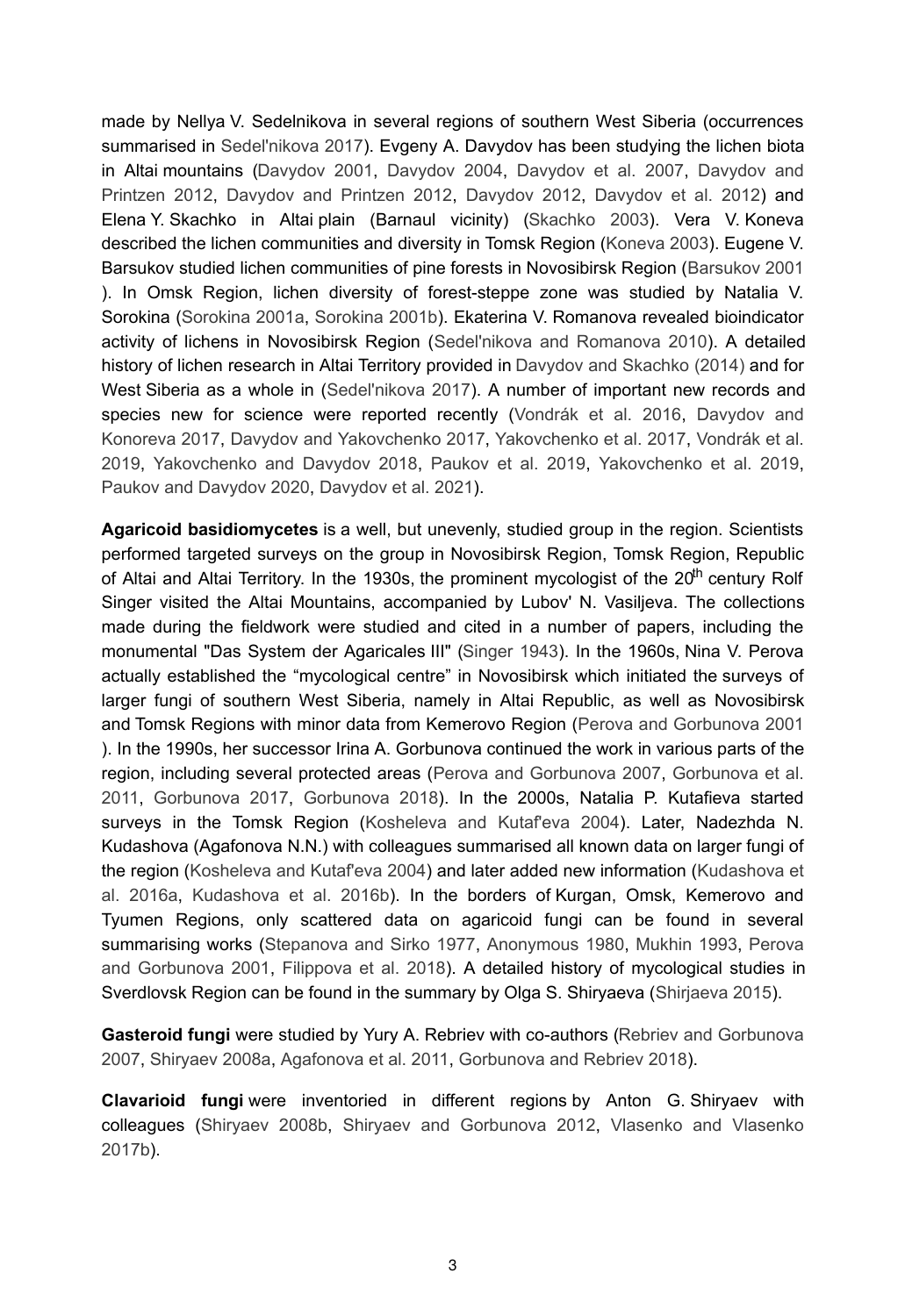made by Nellya V. Sedelnikova in several regions of southern West Siberia (occurrences summarised in Sedel'nikova 2017). Evgeny A. Davydov has been studying the lichen biota in Altai mountains (Davydov 2001, Davydov 2004, Davydov et al. 2007, Davydov and Printzen 2012, Davydov and Printzen 2012, Davydov 2012, Davydov et al. 2012) and Elena Y. Skachko in Altai plain (Barnaul vicinity) (Skachko 2003). Vera V. Koneva described the lichen communities and diversity in Tomsk Region (Koneva 2003). Eugene V. Barsukov studied lichen communities of pine forests in Novosibirsk Region (Barsukov 2001 ). In Omsk Region, lichen diversity of forest-steppe zone was studied by Natalia V. Sorokina (Sorokina 2001a, Sorokina 2001b). Ekaterina V. Romanova revealed bioindicator activity of lichens in Novosibirsk Region (Sedel'nikova and Romanova 2010). A detailed history of lichen research in Altai Territory provided in Davydov and Skachko (2014) and for West Siberia as a whole in (Sedel'nikova 2017). A number of important new records and species new for science were reported recently (Vondrák et al. 2016, Davydov and Konoreva 2017, Davydov and Yakovchenko 2017, Yakovchenko et al. 2017, Vondrák et al. 2019, Yakovchenko and Davydov 2018, Paukov et al. 2019, Yakovchenko et al. 2019, Paukov and Davydov 2020, Davydov et al. 2021).

**Agaricoid basidiomycetes** is a well, but unevenly, studied group in the region. Scientists performed targeted surveys on the group in Novosibirsk Region, Tomsk Region, Republic of Altai and Altai Territory. In the 1930s, the prominent mycologist of the 20th century Rolf Singer visited the Altai Mountains, accompanied by Lubov' N. Vasiljeva. The collections made during the fieldwork were studied and cited in a number of papers, including the monumental "Das System der Agaricales III" (Singer 1943). In the 1960s, Nina V. Perova actually established the "mycological centre" in Novosibirsk which initiated the surveys of larger fungi of southern West Siberia, namely in Altai Republic, as well as Novosibirsk and Tomsk Regions with minor data from Kemerovo Region (Perova and Gorbunova 2001 ). In the 1990s, her successor Irina A. Gorbunova continued the work in various parts of the region, including several protected areas (Perova and Gorbunova 2007, Gorbunova et al. 2011, Gorbunova 2017, Gorbunova 2018). In the 2000s, Natalia P. Kutafieva started surveys in the Tomsk Region (Kosheleva and Kutaf'eva 2004). Later, Nadezhda N. Kudashova (Agafonova N.N.) with colleagues summarised all known data on larger fungi of the region (Kosheleva and Kutaf'eva 2004) and later added new information (Kudashova et al. 2016a, Kudashova et al. 2016b). In the borders of Kurgan, Omsk, Kemerovo and Tyumen Regions, only scattered data on agaricoid fungi can be found in several summarising works (Stepanova and Sirko 1977, Anonymous 1980, Mukhin 1993, Perova and Gorbunova 2001, Filippova et al. 2018). A detailed history of mycological studies in Sverdlovsk Region can be found in the summary by Olga S. Shiryaeva (Shirjaeva 2015).

**Gasteroid fungi** were studied by Yury A. Rebriev with co-authors (Rebriev and Gorbunova 2007, Shiryaev 2008a, Agafonova et al. 2011, Gorbunova and Rebriev 2018).

**Clavarioid fungi** were inventoried in different regions by Anton G. Shiryaev with colleagues (Shiryaev 2008b, Shiryaev and Gorbunova 2012, Vlasenko and Vlasenko 2017b).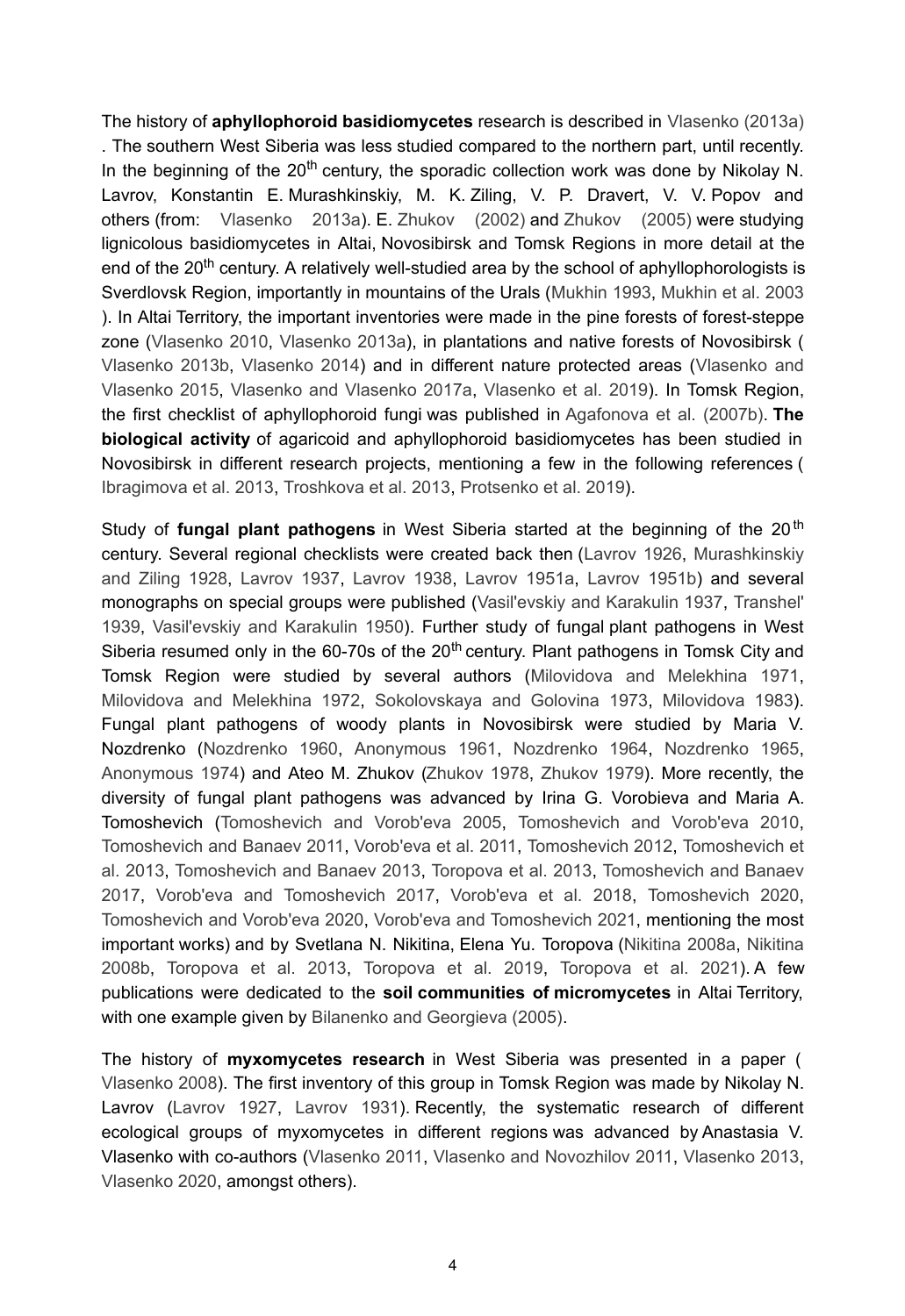The history of **aphyllophoroid basidiomycetes** research is described in Vlasenko (2013a). The southern West Siberia was less studied compared to the northern part, until recently. In the beginning of the 20th century, the sporadic collection work was done by Nikolay N. Lavrov, Konstantin E. Murashkinskiy, M. K. Ziling, V. P. Dravert, V. V. Popov and others (from: Vlasenko 2013a). E. Zhukov (2002) and Zhukov (2005) were studying lignicolous basidiomycetes in Altai, Novosibirsk and Tomsk Regions in more detail at the end of the 20th century. A relatively well-studied area by the school of aphyllophorologists is Sverdlovsk Region, importantly in mountains of the Urals (Mukhin 1993, Mukhin et al. 2003). In Altai Territory, the important inventories were made in the pine forests of forest-steppe zone (Vlasenko 2010, Vlasenko 2013a), in plantations and native forests of Novosibirsk (Vlasenko 2013b, Vlasenko 2014) and in different nature protected areas (Vlasenko and Vlasenko 2015, Vlasenko and Vlasenko 2017a, Vlasenko et al. 2019). In Tomsk Region, the first checklist of aphyllophoroid fungi was published in Agafonova et al. (2007b). **The biological activity** of agaricoid and aphyllophoroid basidiomycetes has been studied in Novosibirsk in different research projects, mentioning a few in the following references (Ibragimova et al. 2013, Troshkova et al. 2013, Protsenko et al. 2019).

Study of **fungal plant pathogens** in West Siberia started at the beginning of the 20th century. Several regional checklists were created back then (Lavrov 1926, Murashkinskiy and Ziling 1928, Lavrov 1937, Lavrov 1938, Lavrov 1951a, Lavrov 1951b) and several monographs on special groups were published (Vasil'evskiy and Karakulin 1937, Transhel' 1939, Vasil'evskiy and Karakulin 1950). Further study of fungal plant pathogens in West Siberia resumed only in the 60-70s of the 20th century. Plant pathogens in Tomsk City and Tomsk Region were studied by several authors (Milovidova and Melekhina 1971, Milovidova and Melekhina 1972, Sokolovskaya and Golovina 1973, Milovidova 1983). Fungal plant pathogens of woody plants in Novosibirsk were studied by Maria V. Nozdrenko (Nozdrenko 1960, Anonymous 1961, Nozdrenko 1964, Nozdrenko 1965, Anonymous 1974) and Ateo M. Zhukov (Zhukov 1978, Zhukov 1979). More recently, the diversity of fungal plant pathogens was advanced by Irina G. Vorobieva and Maria A. Tomoshevich (Tomoshevich and Vorob'eva 2005, Tomoshevich and Vorob'eva 2010, Tomoshevich and Banaev 2011, Vorob'eva et al. 2011, Tomoshevich 2012, Tomoshevich et al. 2013, Tomoshevich and Banaev 2013, Toropova et al. 2013, Tomoshevich and Banaev 2017, Vorob'eva and Tomoshevich 2017, Vorob'eva et al. 2018, Tomoshevich 2020, Tomoshevich and Vorob'eva 2020, Vorob'eva and Tomoshevich 2021, mentioning the most important works) and by Svetlana N. Nikitina, Elena Yu. Toropova (Nikitina 2008a, Nikitina 2008b, Toropova et al. 2013, Toropova et al. 2019, Toropova et al. 2021). A few publications were dedicated to the **soil communities of micromycetes** in Altai Territory, with one example given by Bilanenko and Georgieva (2005).

The history of **myxomycetes research** in West Siberia was presented in a paper (Vlasenko 2008). The first inventory of this group in Tomsk Region was made by Nikolay N. Lavrov (Lavrov 1927, Lavrov 1931). Recently, the systematic research of different ecological groups of myxomycetes in different regions was advanced by Anastasia V. Vlasenko with co-authors (Vlasenko 2011, Vlasenko and Novozhilov 2011, Vlasenko 2013, Vlasenko 2020, amongst others).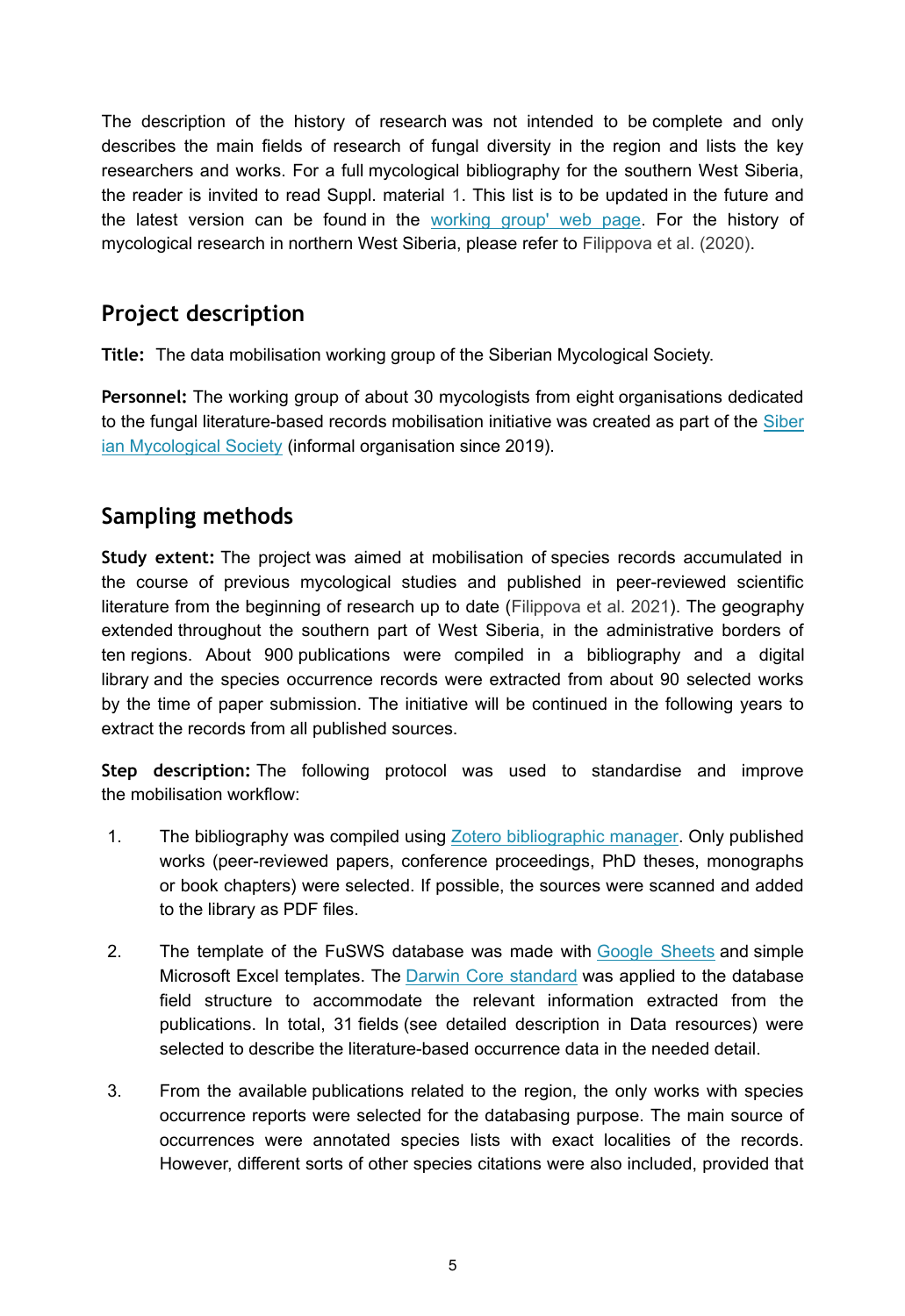The description of the history of research was not intended to be complete and only describes the main fields of research of fungal diversity in the region and lists the key researchers and works. For a full mycological bibliography for the southern West Siberia, the reader is invited to read Suppl. material 1. This list is to be updated in the future and the latest version can be found in the working group' web page. For the history of mycological research in northern West Siberia, please refer to Filippova et al. (2020).

## Project description

**Title:** The data mobilisation working group of the Siberian Mycological Society.

**Personnel:** The working group of about 30 mycologists from eight organisations dedicated to the fungal literature-based records mobilisation initiative was created as part of the Siberian Mycological Society (informal organisation since 2019).

## Sampling methods

**Study extent:** The project was aimed at mobilisation of species records accumulated in the course of previous mycological studies and published in peer-reviewed scientific literature from the beginning of research up to date (Filippova et al. 2021). The geography extended throughout the southern part of West Siberia, in the administrative borders of ten regions. About 900 publications were compiled in a bibliography and a digital library and the species occurrence records were extracted from about 90 selected works by the time of paper submission. The initiative will be continued in the following years to extract the records from all published sources.

**Step description:** The following protocol was used to standardise and improve the mobilisation workflow:

1. The bibliography was compiled using Zotero bibliographic manager. Only published works (peer-reviewed papers, conference proceedings, PhD theses, monographs or book chapters) were selected. If possible, the sources were scanned and added to the library as PDF files.
2. The template of the FuSWS database was made with Google Sheets and simple Microsoft Excel templates. The Darwin Core standard was applied to the database field structure to accommodate the relevant information extracted from the publications. In total, 31 fields (see detailed description in Data resources) were selected to describe the literature-based occurrence data in the needed detail.
3. From the available publications related to the region, the only works with species occurrence reports were selected for the databasing purpose. The main source of occurrences were annotated species lists with exact localities of the records. However, different sorts of other species citations were also included, provided that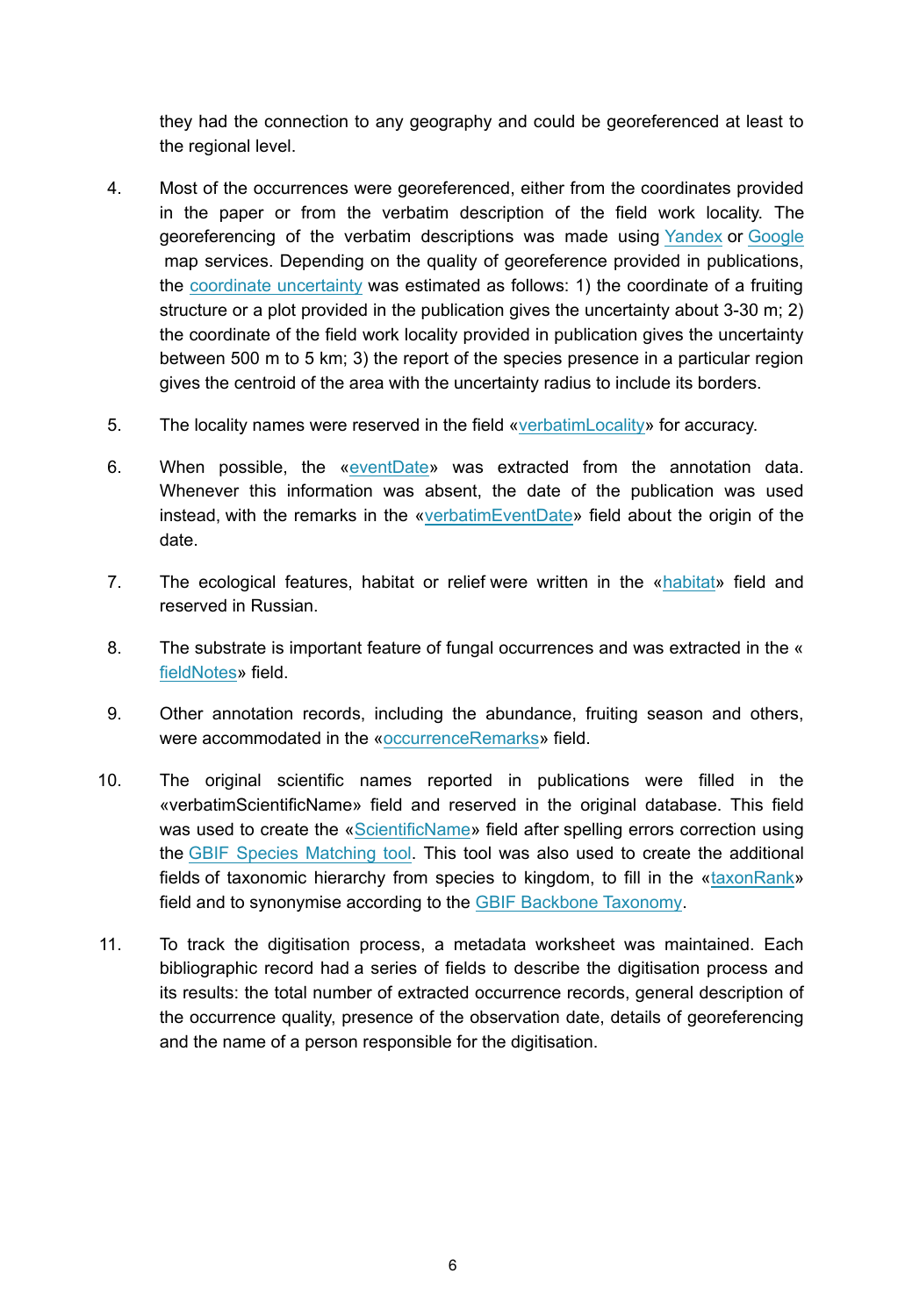they had the connection to any geography and could be georeferenced at least to the regional level.

4. Most of the occurrences were georeferenced, either from the coordinates provided in the paper or from the verbatim description of the field work locality. The georeferencing of the verbatim descriptions was made using Yandex or Google map services. Depending on the quality of georeference provided in publications, the coordinate uncertainty was estimated as follows: 1) the coordinate of a fruiting structure or a plot provided in the publication gives the uncertainty about 3-30 m; 2) the coordinate of the field work locality provided in publication gives the uncertainty between 500 m to 5 km; 3) the report of the species presence in a particular region gives the centroid of the area with the uncertainty radius to include its borders.

5. The locality names were reserved in the field «verbatimLocality» for accuracy.

6. When possible, the «eventDate» was extracted from the annotation data. Whenever this information was absent, the date of the publication was used instead, with the remarks in the «verbatimEventDate» field about the origin of the date.

7. The ecological features, habitat or relief were written in the «habitat» field and reserved in Russian.

8. The substrate is important feature of fungal occurrences and was extracted in the « fieldNotes» field.

9. Other annotation records, including the abundance, fruiting season and others, were accommodated in the «occurrenceRemarks» field.

10. The original scientific names reported in publications were filled in the «verbatimScientificName» field and reserved in the original database. This field was used to create the «ScientificName» field after spelling errors correction using the GBIF Species Matching tool. This tool was also used to create the additional fields of taxonomic hierarchy from species to kingdom, to fill in the «taxonRank» field and to synonymise according to the GBIF Backbone Taxonomy.

11. To track the digitisation process, a metadata worksheet was maintained. Each bibliographic record had a series of fields to describe the digitisation process and its results: the total number of extracted occurrence records, general description of the occurrence quality, presence of the observation date, details of georeferencing and the name of a person responsible for the digitisation.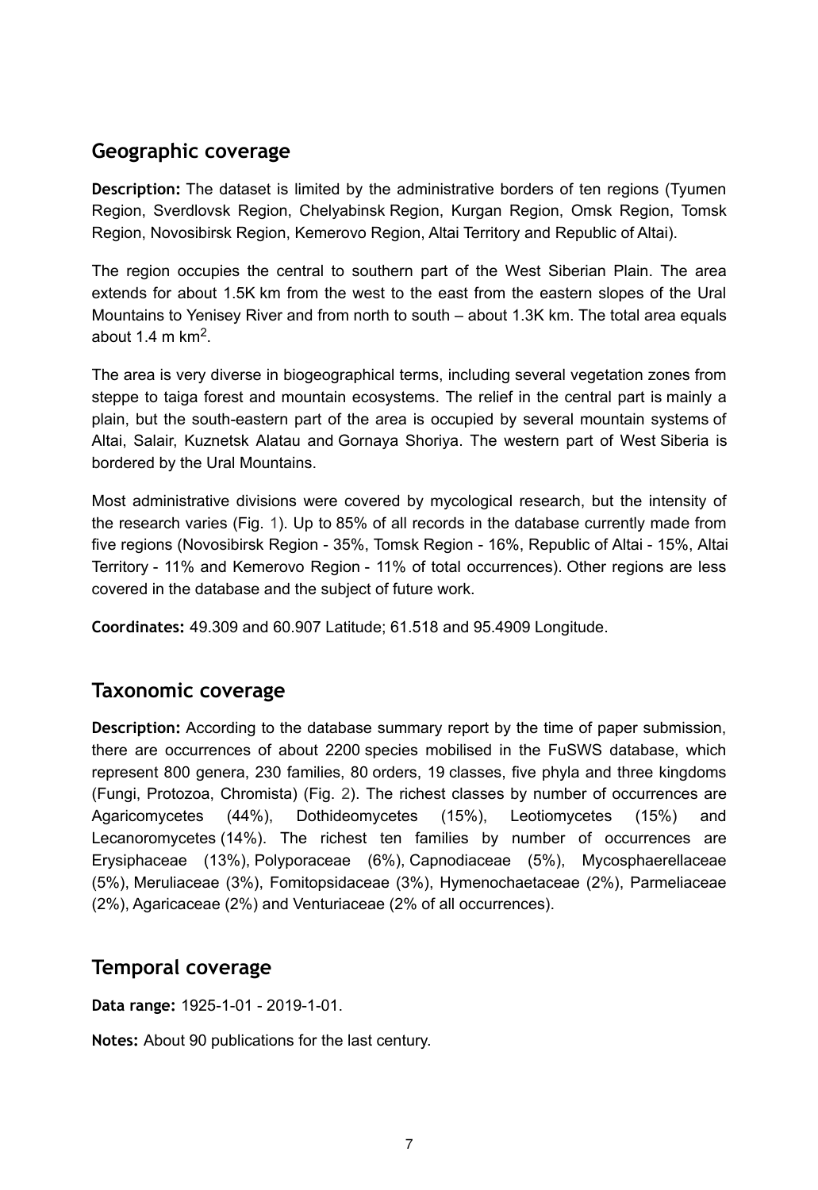## Geographic coverage

**Description:** The dataset is limited by the administrative borders of ten regions (Tyumen Region, Sverdlovsk Region, Chelyabinsk Region, Kurgan Region, Omsk Region, Tomsk Region, Novosibirsk Region, Kemerovo Region, Altai Territory and Republic of Altai).

The region occupies the central to southern part of the West Siberian Plain. The area extends for about 1.5K km from the west to the east from the eastern slopes of the Ural Mountains to Yenisey River and from north to south – about 1.3K km. The total area equals about 1.4 m km$^2$.

The area is very diverse in biogeographical terms, including several vegetation zones from steppe to taiga forest and mountain ecosystems. The relief in the central part is mainly a plain, but the south-eastern part of the area is occupied by several mountain systems of Altai, Salair, Kuznetsk Alatau and Gornaya Shoriya. The western part of West Siberia is bordered by the Ural Mountains.

Most administrative divisions were covered by mycological research, but the intensity of the research varies (Fig. 1). Up to 85% of all records in the database currently made from five regions (Novosibirsk Region - 35%, Tomsk Region - 16%, Republic of Altai - 15%, Altai Territory - 11% and Kemerovo Region - 11% of total occurrences). Other regions are less covered in the database and the subject of future work.

**Coordinates:** 49.309 and 60.907 Latitude; 61.518 and 95.4909 Longitude.

## Taxonomic coverage

**Description:** According to the database summary report by the time of paper submission, there are occurrences of about 2200 species mobilised in the FuSWS database, which represent 800 genera, 230 families, 80 orders, 19 classes, five phyla and three kingdoms (Fungi, Protozoa, Chromista) (Fig. 2). The richest classes by number of occurrences are Agaricomycetes (44%), Dothideomycetes (15%), Leotiomycetes (15%) and Lecanoromycetes (14%). The richest ten families by number of occurrences are Erysiphaceae (13%), Polyporaceae (6%), Capnodiaceae (5%), Mycosphaerellaceae (5%), Meruliaceae (3%), Fomitopsidaceae (3%), Hymenochaetaceae (2%), Parmeliaceae (2%), Agaricaceae (2%) and Venturiaceae (2% of all occurrences).

## Temporal coverage

**Data range:** 1925-1-01 - 2019-1-01.

**Notes:** About 90 publications for the last century.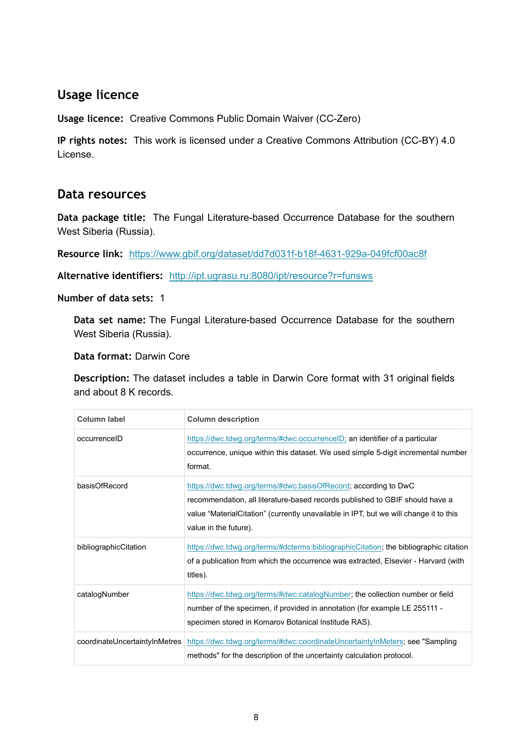## Usage licence

**Usage licence:** Creative Commons Public Domain Waiver (CC-Zero)

**IP rights notes:** This work is licensed under a Creative Commons Attribution (CC-BY) 4.0 License.

## Data resources

**Data package title:** The Fungal Literature-based Occurrence Database for the southern West Siberia (Russia).

**Resource link:** https://www.gbif.org/dataset/dd7d031f-b18f-4631-929a-049fcf00ac8f

**Alternative identifiers:** http://ipt.ugrasu.ru:8080/ipt/resource?r=funsws

**Number of data sets:** 1

**Data set name:** The Fungal Literature-based Occurrence Database for the southern West Siberia (Russia).

**Data format:** Darwin Core

**Description:** The dataset includes a table in Darwin Core format with 31 original fields and about 8 K records.

| Column label | Column description |
| --- | --- |
| occurrenceID | https://dwc.tdwg.org/terms/#dwc:occurrenceID; an identifier of a particular occurrence, unique within this dataset. We used simple 5-digit incremental number format. |
| basisOfRecord | https://dwc.tdwg.org/terms/#dwc:basisOfRecord; according to DwC recommendation, all literature-based records published to GBIF should have a value "MaterialCitation" (currently unavailable in IPT, but we will change it to this value in the future). |
| bibliographicCitation | https://dwc.tdwg.org/terms/#dcterms:bibliographicCitation; the bibliographic citation of a publication from which the occurrence was extracted, Elsevier - Harvard (with titles). |
| catalogNumber | https://dwc.tdwg.org/terms/#dwc:catalogNumber; the collection number or field number of the specimen, if provided in annotation (for example LE 255111 - specimen stored in Komarov Botanical Institude RAS). |
| coordinateUncertaintyInMetres | https://dwc.tdwg.org/terms/#dwc:coordinateUncertaintyInMeters; see "Sampling methods" for the description of the uncertainty calculation protocol. |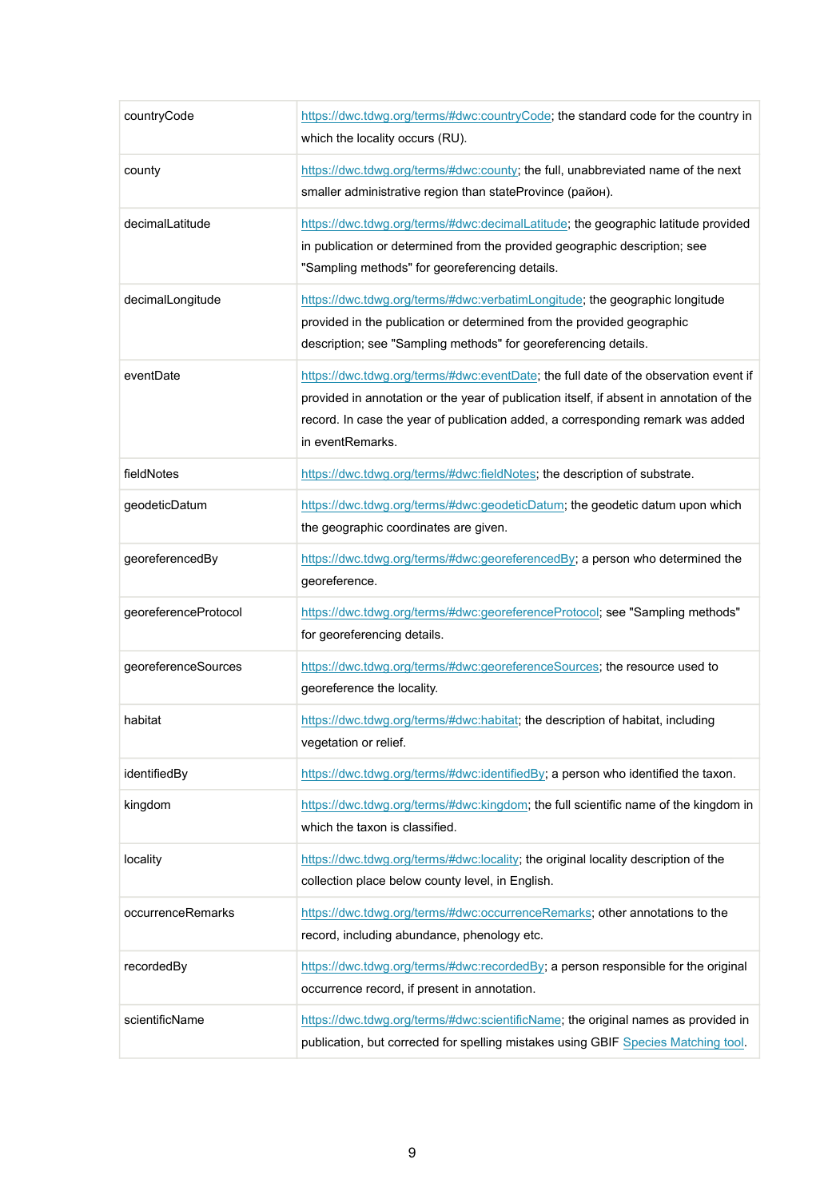| | |
|---|---|
| countryCode | https://dwc.tdwg.org/terms/#dwc:countryCode; the standard code for the country in which the locality occurs (RU). |
| county | https://dwc.tdwg.org/terms/#dwc:county; the full, unabbreviated name of the next smaller administrative region than stateProvince (район). |
| decimalLatitude | https://dwc.tdwg.org/terms/#dwc:decimalLatitude; the geographic latitude provided in publication or determined from the provided geographic description; see "Sampling methods" for georeferencing details. |
| decimalLongitude | https://dwc.tdwg.org/terms/#dwc:verbatimLongitude; the geographic longitude provided in the publication or determined from the provided geographic description; see "Sampling methods" for georeferencing details. |
| eventDate | https://dwc.tdwg.org/terms/#dwc:eventDate; the full date of the observation event if provided in annotation or the year of publication itself, if absent in annotation of the record. In case the year of publication added, a corresponding remark was added in eventRemarks. |
| fieldNotes | https://dwc.tdwg.org/terms/#dwc:fieldNotes; the description of substrate. |
| geodeticDatum | https://dwc.tdwg.org/terms/#dwc:geodeticDatum; the geodetic datum upon which the geographic coordinates are given. |
| georeferencedBy | https://dwc.tdwg.org/terms/#dwc:georeferencedBy; a person who determined the georeference. |
| georeferenceProtocol | https://dwc.tdwg.org/terms/#dwc:georeferenceProtocol; see "Sampling methods" for georeferencing details. |
| georeferenceSources | https://dwc.tdwg.org/terms/#dwc:georeferenceSources; the resource used to georeference the locality. |
| habitat | https://dwc.tdwg.org/terms/#dwc:habitat; the description of habitat, including vegetation or relief. |
| identifiedBy | https://dwc.tdwg.org/terms/#dwc:identifiedBy; a person who identified the taxon. |
| kingdom | https://dwc.tdwg.org/terms/#dwc:kingdom; the full scientific name of the kingdom in which the taxon is classified. |
| locality | https://dwc.tdwg.org/terms/#dwc:locality; the original locality description of the collection place below county level, in English. |
| occurrenceRemarks | https://dwc.tdwg.org/terms/#dwc:occurrenceRemarks; other annotations to the record, including abundance, phenology etc. |
| recordedBy | https://dwc.tdwg.org/terms/#dwc:recordedBy; a person responsible for the original occurrence record, if present in annotation. |
| scientificName | https://dwc.tdwg.org/terms/#dwc:scientificName; the original names as provided in publication, but corrected for spelling mistakes using GBIF Species Matching tool. |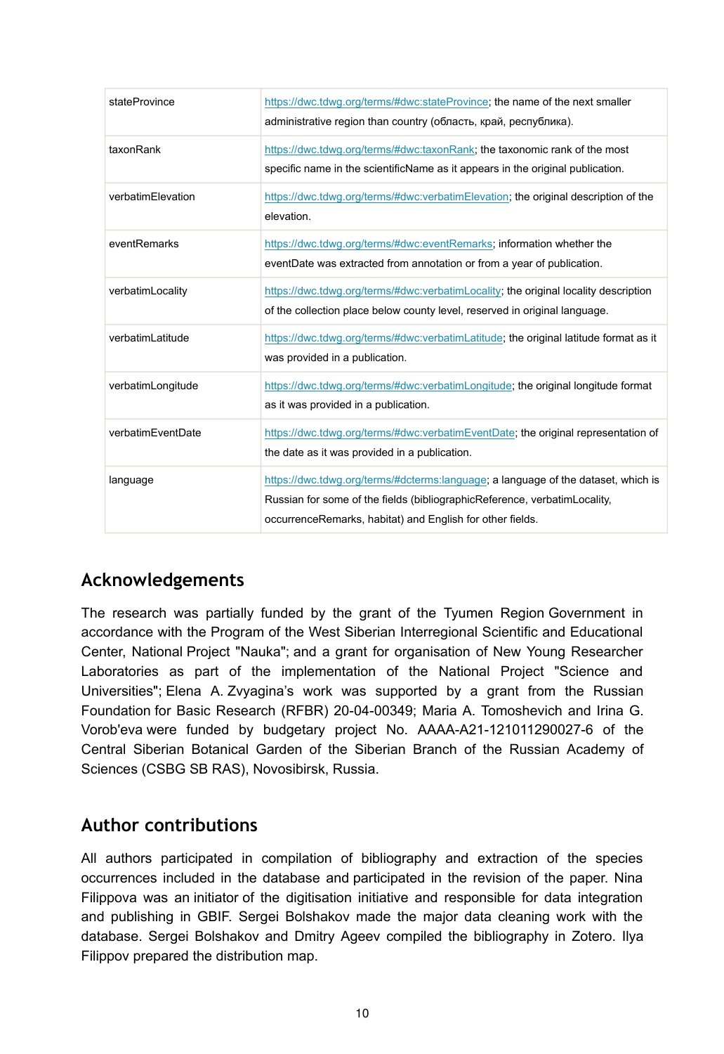| | |
|---|---|
| stateProvince | https://dwc.tdwg.org/terms/#dwc:stateProvince; the name of the next smaller administrative region than country (область, край, республика). |
| taxonRank | https://dwc.tdwg.org/terms/#dwc:taxonRank; the taxonomic rank of the most specific name in the scientificName as it appears in the original publication. |
| verbatimElevation | https://dwc.tdwg.org/terms/#dwc:verbatimElevation; the original description of the elevation. |
| eventRemarks | https://dwc.tdwg.org/terms/#dwc:eventRemarks; information whether the eventDate was extracted from annotation or from a year of publication. |
| verbatimLocality | https://dwc.tdwg.org/terms/#dwc:verbatimLocality; the original locality description of the collection place below county level, reserved in original language. |
| verbatimLatitude | https://dwc.tdwg.org/terms/#dwc:verbatimLatitude; the original latitude format as it was provided in a publication. |
| verbatimLongitude | https://dwc.tdwg.org/terms/#dwc:verbatimLongitude; the original longitude format as it was provided in a publication. |
| verbatimEventDate | https://dwc.tdwg.org/terms/#dwc:verbatimEventDate; the original representation of the date as it was provided in a publication. |
| language | https://dwc.tdwg.org/terms/#dcterms:language; a language of the dataset, which is Russian for some of the fields (bibliographicReference, verbatimLocality, occurrenceRemarks, habitat) and English for other fields. |

## Acknowledgements

The research was partially funded by the grant of the Tyumen Region Government in accordance with the Program of the West Siberian Interregional Scientific and Educational Center, National Project "Nauka"; and a grant for organisation of New Young Researcher Laboratories as part of the implementation of the National Project "Science and Universities"; Elena A. Zvyagina's work was supported by a grant from the Russian Foundation for Basic Research (RFBR) 20-04-00349; Maria A. Tomoshevich and Irina G. Vorob'eva were funded by budgetary project No. AAAA-A21-121011290027-6 of the Central Siberian Botanical Garden of the Siberian Branch of the Russian Academy of Sciences (CSBG SB RAS), Novosibirsk, Russia.

## Author contributions

All authors participated in compilation of bibliography and extraction of the species occurrences included in the database and participated in the revision of the paper. Nina Filippova was an initiator of the digitisation initiative and responsible for data integration and publishing in GBIF. Sergei Bolshakov made the major data cleaning work with the database. Sergei Bolshakov and Dmitry Ageev compiled the bibliography in Zotero. Ilya Filippov prepared the distribution map.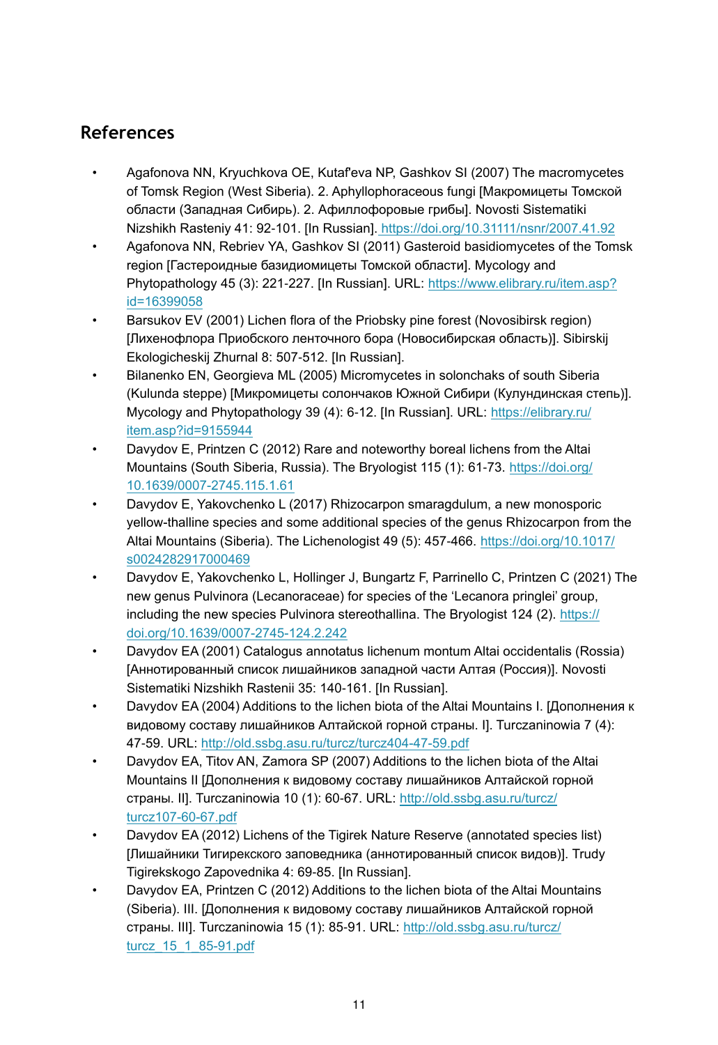## References

- Agafonova NN, Kryuchkova OE, Kutaf'eva NP, Gashkov SI (2007) The macromycetes of Tomsk Region (West Siberia). 2. Aphyllophoraceous fungi [Макромицеты Томской области (Западная Сибирь). 2. Афиллофоровые грибы]. Novosti Sistematiki Nizshikh Rasteniy 41: 92-101. [In Russian]. https://doi.org/10.31111/nsnr/2007.41.92
- Agafonova NN, Rebriev YA, Gashkov SI (2011) Gasteroid basidiomycetes of the Tomsk region [Гастероидные базидиомицеты Томской области]. Mycology and Phytopathology 45 (3): 221-227. [In Russian]. URL: https://www.elibrary.ru/item.asp?id=16399058
- Barsukov EV (2001) Lichen flora of the Priobsky pine forest (Novosibirsk region) [Лихенофлора Приобского ленточного бора (Новосибирская область)]. Sibirskij Ekologicheskij Zhurnal 8: 507-512. [In Russian].
- Bilanenko EN, Georgieva ML (2005) Micromycetes in solonchaks of south Siberia (Kulunda steppe) [Микромицеты солончаков Южной Сибири (Кулундинская степь)]. Mycology and Phytopathology 39 (4): 6-12. [In Russian]. URL: https://elibrary.ru/item.asp?id=9155944
- Davydov E, Printzen C (2012) Rare and noteworthy boreal lichens from the Altai Mountains (South Siberia, Russia). The Bryologist 115 (1): 61-73. https://doi.org/10.1639/0007-2745.115.1.61
- Davydov E, Yakovchenko L (2017) Rhizocarpon smaragdulum, a new monosporic yellow-thalline species and some additional species of the genus Rhizocarpon from the Altai Mountains (Siberia). The Lichenologist 49 (5): 457-466. https://doi.org/10.1017/s0024282917000469
- Davydov E, Yakovchenko L, Hollinger J, Bungartz F, Parrinello C, Printzen C (2021) The new genus Pulvinora (Lecanoraceae) for species of the 'Lecanora pringlei' group, including the new species Pulvinora stereothallina. The Bryologist 124 (2). https://doi.org/10.1639/0007-2745-124.2.242
- Davydov EA (2001) Catalogus annotatus lichenum montum Altai occidentalis (Rossia) [Аннотированный список лишайников западной части Алтая (Россия)]. Novosti Sistematiki Nizshikh Rastenii 35: 140-161. [In Russian].
- Davydov EA (2004) Additions to the lichen biota of the Altai Mountains I. [Дополнения к видовому составу лишайников Алтайской горной страны. I]. Turczaninowia 7 (4): 47-59. URL: http://old.ssbg.asu.ru/turcz/turcz404-47-59.pdf
- Davydov EA, Titov AN, Zamora SP (2007) Additions to the lichen biota of the Altai Mountains II [Дополнения к видовому составу лишайников Алтайской горной страны. II]. Turczaninowia 10 (1): 60-67. URL: http://old.ssbg.asu.ru/turcz/turcz107-60-67.pdf
- Davydov EA (2012) Lichens of the Tigirek Nature Reserve (annotated species list) [Лишайники Тигирекского заповедника (аннотированный список видов)]. Trudy Tigirekskogo Zapovednika 4: 69-85. [In Russian].
- Davydov EA, Printzen C (2012) Additions to the lichen biota of the Altai Mountains (Siberia). III. [Дополнения к видовому составу лишайников Алтайской горной страны. III]. Turczaninowia 15 (1): 85-91. URL: http://old.ssbg.asu.ru/turcz/turcz_15_1_85-91.pdf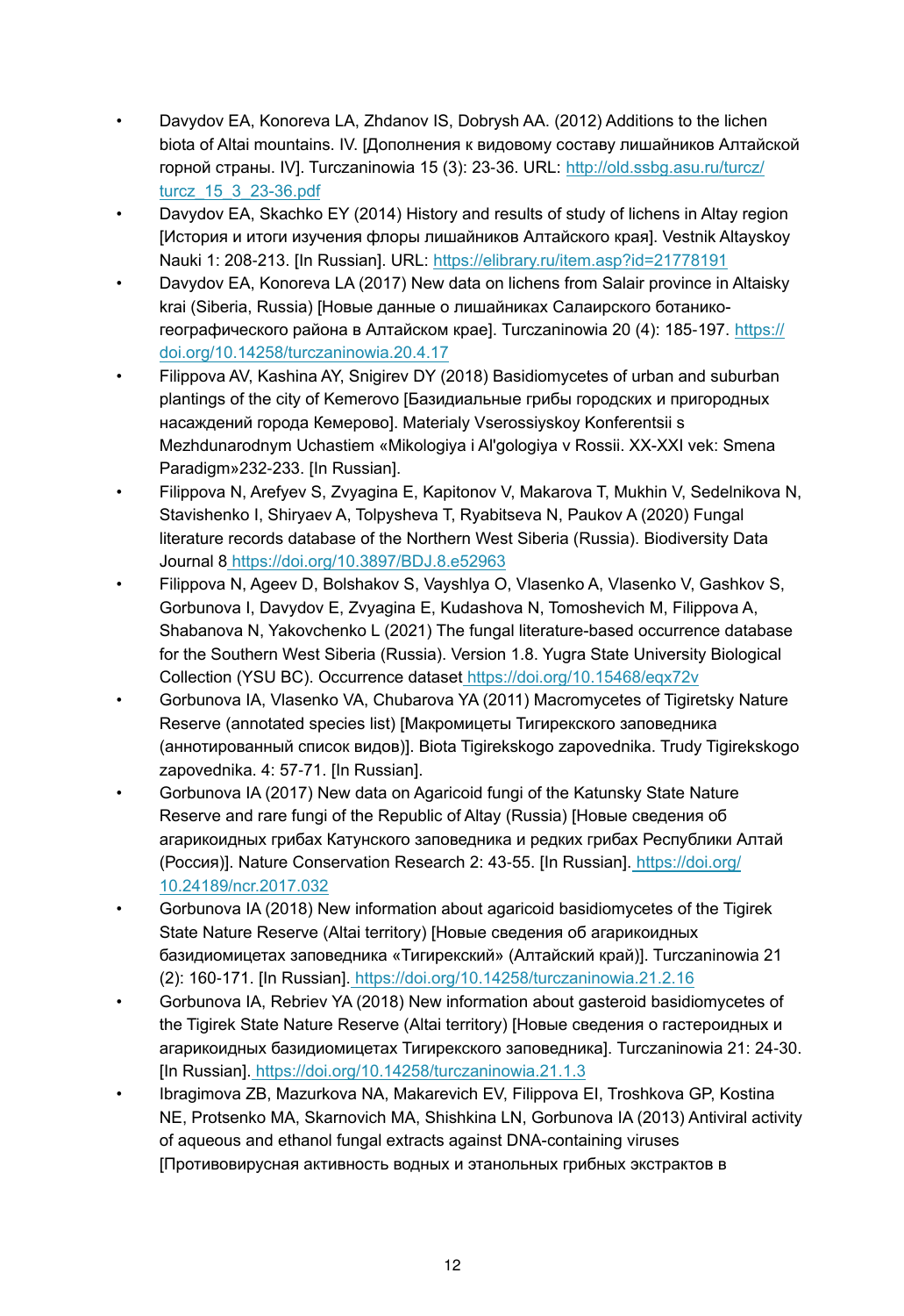- Davydov EA, Konoreva LA, Zhdanov IS, Dobrysh AA. (2012) Additions to the lichen biota of Altai mountains. IV. [Дополнения к видовому составу лишайников Алтайской горной страны. IV]. Turczaninowia 15 (3): 23-36. URL: http://old.ssbg.asu.ru/turcz/turcz_15_3_23-36.pdf
- Davydov EA, Skachko EY (2014) History and results of study of lichens in Altay region [История и итоги изучения флоры лишайников Алтайского края]. Vestnik Altayskoy Nauki 1: 208-213. [In Russian]. URL: https://elibrary.ru/item.asp?id=21778191
- Davydov EA, Konoreva LA (2017) New data on lichens from Salair province in Altaisky krai (Siberia, Russia) [Новые данные о лишайниках Салаирского ботанико-географического района в Алтайском крае]. Turczaninowia 20 (4): 185-197. https://doi.org/10.14258/turczaninowia.20.4.17
- Filippova AV, Kashina AY, Snigirev DY (2018) Basidiomycetes of urban and suburban plantings of the city of Kemerovo [Базидиальные грибы городских и пригородных насаждений города Кемерово]. Materialy Vserossiyskoy Konferentsii s Mezhdunarodnym Uchastiem «Mikologiya i Al'gologiya v Rossii. XX-XXI vek: Smena Paradigm»232-233. [In Russian].
- Filippova N, Arefyev S, Zvyagina E, Kapitonov V, Makarova T, Mukhin V, Sedelnikova N, Stavishenko I, Shiryaev A, Tolpysheva T, Ryabitseva N, Paukov A (2020) Fungal literature records database of the Northern West Siberia (Russia). Biodiversity Data Journal 8 https://doi.org/10.3897/BDJ.8.e52963
- Filippova N, Ageev D, Bolshakov S, Vayshlya O, Vlasenko A, Vlasenko V, Gashkov S, Gorbunova I, Davydov E, Zvyagina E, Kudashova N, Tomoshevich M, Filippova A, Shabanova N, Yakovchenko L (2021) The fungal literature-based occurrence database for the Southern West Siberia (Russia). Version 1.8. Yugra State University Biological Collection (YSU BC). Occurrence dataset https://doi.org/10.15468/eqx72v
- Gorbunova IA, Vlasenko VA, Chubarova YA (2011) Macromycetes of Tigiretsky Nature Reserve (annotated species list) [Макромицеты Тигирекского заповедника (аннотированный список видов)]. Biota Tigirekskogo zapovednika. Trudy Tigirekskogo zapovednika. 4: 57-71. [In Russian].
- Gorbunova IA (2017) New data on Agaricoid fungi of the Katunsky State Nature Reserve and rare fungi of the Republic of Altay (Russia) [Новые сведения об агарикоидных грибах Катунского заповедника и редких грибах Республики Алтай (Россия)]. Nature Conservation Research 2: 43-55. [In Russian]. https://doi.org/10.24189/ncr.2017.032
- Gorbunova IA (2018) New information about agaricoid basidiomycetes of the Tigirek State Nature Reserve (Altai territory) [Новые сведения об агарикоидных базидиомицетах заповедника «Тигирекский» (Алтайский край)]. Turczaninowia 21 (2): 160-171. [In Russian]. https://doi.org/10.14258/turczaninowia.21.2.16
- Gorbunova IA, Rebriev YA (2018) New information about gasteroid basidiomycetes of the Tigirek State Nature Reserve (Altai territory) [Новые сведения о гастероидных и агарикоидных базидиомицетах Тигирекского заповедника]. Turczaninowia 21: 24-30. [In Russian]. https://doi.org/10.14258/turczaninowia.21.1.3
- Ibragimova ZB, Mazurkova NA, Makarevich EV, Filippova EI, Troshkova GP, Kostina NE, Protsenko MA, Skarnovich MA, Shishkina LN, Gorbunova IA (2013) Antiviral activity of aqueous and ethanol fungal extracts against DNA-containing viruses [Противовирусная активность водных и этанольных грибных экстрактов в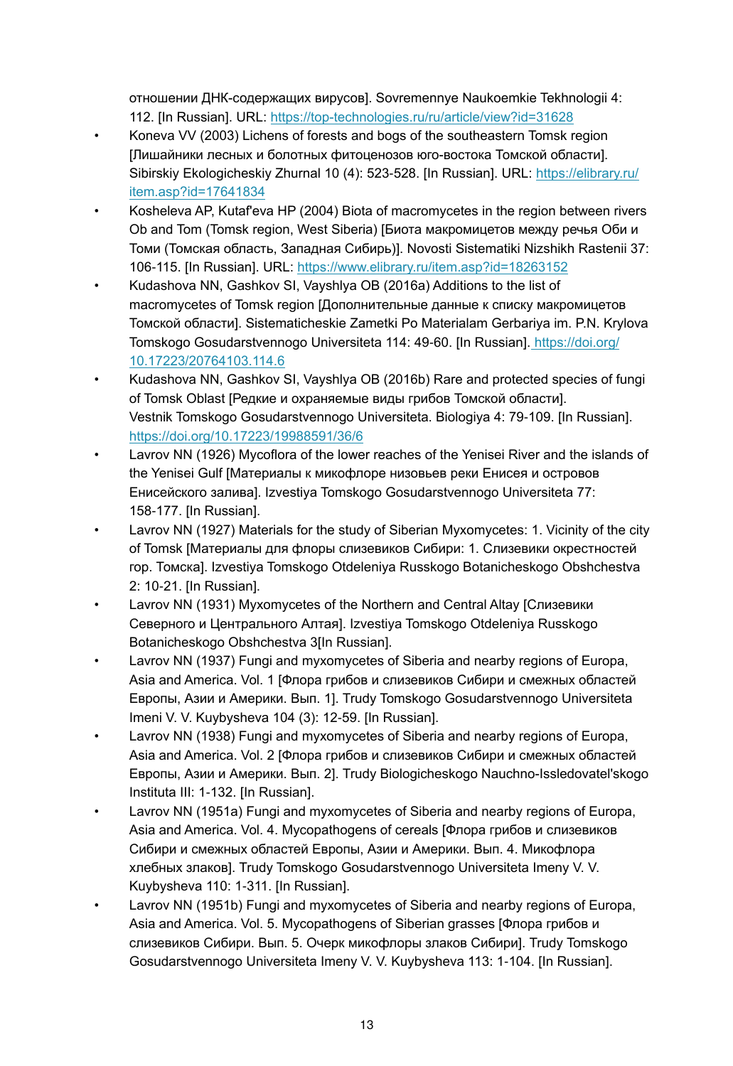отношении ДНК-содержащих вирусов]. Sovremennye Naukoemkie Tekhnologii 4: 112. [In Russian]. URL: https://top-technologies.ru/ru/article/view?id=31628

- Koneva VV (2003) Lichens of forests and bogs of the southeastern Tomsk region [Лишайники лесных и болотных фитоценозов юго-востока Томской области]. Sibirskiy Ekologicheskiy Zhurnal 10 (4): 523-528. [In Russian]. URL: https://elibrary.ru/item.asp?id=17641834
- Kosheleva AP, Kutaf'eva HP (2004) Biota of macromycetes in the region between rivers Ob and Tom (Tomsk region, West Siberia) [Биота макромицетов между речья Оби и Томи (Томская область, Западная Сибирь)]. Novosti Sistematiki Nizshikh Rastenii 37: 106-115. [In Russian]. URL: https://www.elibrary.ru/item.asp?id=18263152
- Kudashova NN, Gashkov SI, Vayshlya OB (2016a) Additions to the list of macromycetes of Tomsk region [Дополнительные данные к списку макромицетов Томской области]. Sistematicheskie Zametki Po Materialam Gerbariya im. P.N. Krylova Tomskogo Gosudarstvennogo Universiteta 114: 49-60. [In Russian]. https://doi.org/10.17223/20764103.114.6
- Kudashova NN, Gashkov SI, Vayshlya OB (2016b) Rare and protected species of fungi of Tomsk Oblast [Редкие и охраняемые виды грибов Томской области]. Vestnik Tomskogo Gosudarstvennogo Universiteta. Biologiya 4: 79-109. [In Russian]. https://doi.org/10.17223/19988591/36/6
- Lavrov NN (1926) Mycoflora of the lower reaches of the Yenisei River and the islands of the Yenisei Gulf [Материалы к микофлоре низовьев реки Енисея и островов Енисейского залива]. Izvestiya Tomskogo Gosudarstvennogo Universiteta 77: 158-177. [In Russian].
- Lavrov NN (1927) Materials for the study of Siberian Myxomycetes: 1. Vicinity of the city of Tomsk [Материалы для флоры слизевиков Сибири: 1. Слизевики окрестностей гор. Томска]. Izvestiya Tomskogo Otdeleniya Russkogo Botanicheskogo Obshchestva 2: 10-21. [In Russian].
- Lavrov NN (1931) Myxomycetes of the Northern and Central Altay [Слизевики Северного и Центрального Алтая]. Izvestiya Tomskogo Otdeleniya Russkogo Botanicheskogo Obshchestva 3[In Russian].
- Lavrov NN (1937) Fungi and myxomycetes of Siberia and nearby regions of Europa, Asia and America. Vol. 1 [Флора грибов и слизевиков Сибири и смежных областей Европы, Азии и Америки. Вып. 1]. Trudy Tomskogo Gosudarstvennogo Universiteta Imeni V. V. Kuybysheva 104 (3): 12-59. [In Russian].
- Lavrov NN (1938) Fungi and myxomycetes of Siberia and nearby regions of Europa, Asia and America. Vol. 2 [Флора грибов и слизевиков Сибири и смежных областей Европы, Азии и Америки. Вып. 2]. Trudy Biologicheskogo Nauchno-Issledovatel'skogo Instituta III: 1-132. [In Russian].
- Lavrov NN (1951a) Fungi and myxomycetes of Siberia and nearby regions of Europa, Asia and America. Vol. 4. Mycopathogens of cereals [Флора грибов и слизевиков Сибири и смежных областей Европы, Азии и Америки. Вып. 4. Микофлора хлебных злаков]. Trudy Tomskogo Gosudarstvennogo Universiteta Imeny V. V. Kuybysheva 110: 1-311. [In Russian].
- Lavrov NN (1951b) Fungi and myxomycetes of Siberia and nearby regions of Europa, Asia and America. Vol. 5. Mycopathogens of Siberian grasses [Флора грибов и слизевиков Сибири. Вып. 5. Очерк микофлоры злаков Сибири]. Trudy Tomskogo Gosudarstvennogo Universiteta Imeny V. V. Kuybysheva 113: 1-104. [In Russian].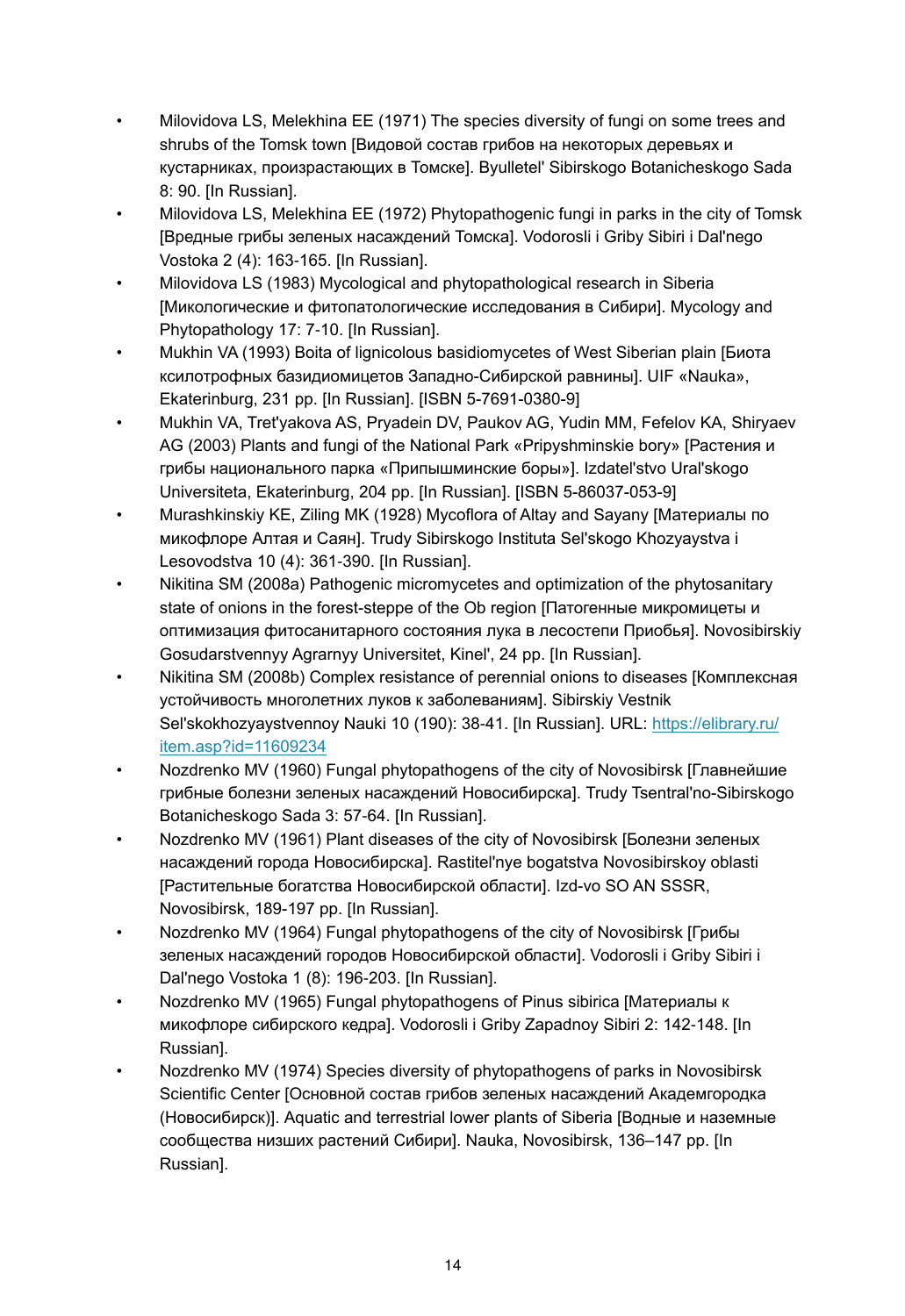- Milovidova LS, Melekhina EE (1971) The species diversity of fungi on some trees and shrubs of the Tomsk town [Видовой состав грибов на некоторых деревьях и кустарниках, произрастающих в Томске]. Byulletel' Sibirskogo Botanicheskogo Sada 8: 90. [In Russian].
- Milovidova LS, Melekhina EE (1972) Phytopathogenic fungi in parks in the city of Tomsk [Вредные грибы зеленых насаждений Томска]. Vodorosli i Griby Sibiri i Dal'nego Vostoka 2 (4): 163-165. [In Russian].
- Milovidova LS (1983) Mycological and phytopathological research in Siberia [Микологические и фитопатологические исследования в Сибири]. Mycology and Phytopathology 17: 7-10. [In Russian].
- Mukhin VA (1993) Boita of lignicolous basidiomycetes of West Siberian plain [Биота ксилотрофных базидиомицетов Западно-Сибирской равнины]. UIF «Nauka», Ekaterinburg, 231 pp. [In Russian]. [ISBN 5-7691-0380-9]
- Mukhin VA, Tret'yakova AS, Pryadein DV, Paukov AG, Yudin MM, Fefelov KA, Shiryaev AG (2003) Plants and fungi of the National Park «Pripyshminskie bory» [Растения и грибы национального парка «Припышминские боры»]. Izdatel'stvo Ural'skogo Universiteta, Ekaterinburg, 204 pp. [In Russian]. [ISBN 5-86037-053-9]
- Murashkinskiy KE, Ziling MK (1928) Mycoflora of Altay and Sayany [Материалы по микофлоре Алтая и Саян]. Trudy Sibirskogo Instituta Sel'skogo Khozyaystva i Lesovodstva 10 (4): 361-390. [In Russian].
- Nikitina SM (2008a) Pathogenic micromycetes and optimization of the phytosanitary state of onions in the forest-steppe of the Ob region [Патогенные микромицеты и оптимизация фитосанитарного состояния лука в лесостепи Приобья]. Novosibirskiy Gosudarstvennyy Agrarnyy Universitet, Kinel', 24 pp. [In Russian].
- Nikitina SM (2008b) Complex resistance of perennial onions to diseases [Комплексная устойчивость многолетних луков к заболеваниям]. Sibirskiy Vestnik Sel'skokhozyaystvennoy Nauki 10 (190): 38-41. [In Russian]. URL: https://elibrary.ru/item.asp?id=11609234
- Nozdrenko MV (1960) Fungal phytopathogens of the city of Novosibirsk [Главнейшие грибные болезни зеленых насаждений Новосибирска]. Trudy Tsentral'no-Sibirskogo Botanicheskogo Sada 3: 57-64. [In Russian].
- Nozdrenko MV (1961) Plant diseases of the city of Novosibirsk [Болезни зеленых насаждений города Новосибирска]. Rastitel'nye bogatstva Novosibirskoy oblasti [Растительные богатства Новосибирской области]. Izd-vo SO AN SSSR, Novosibirsk, 189-197 pp. [In Russian].
- Nozdrenko MV (1964) Fungal phytopathogens of the city of Novosibirsk [Грибы зеленых насаждений городов Новосибирской области]. Vodorosli i Griby Sibiri i Dal'nego Vostoka 1 (8): 196-203. [In Russian].
- Nozdrenko MV (1965) Fungal phytopathogens of Pinus sibirica [Материалы к микофлоре сибирского кедра]. Vodorosli i Griby Zapadnoy Sibiri 2: 142-148. [In Russian].
- Nozdrenko MV (1974) Species diversity of phytopathogens of parks in Novosibirsk Scientific Center [Основной состав грибов зеленых насаждений Академгородка (Новосибирск)]. Aquatic and terrestrial lower plants of Siberia [Водные и наземные сообщества низших растений Сибири]. Nauka, Novosibirsk, 136–147 pp. [In Russian].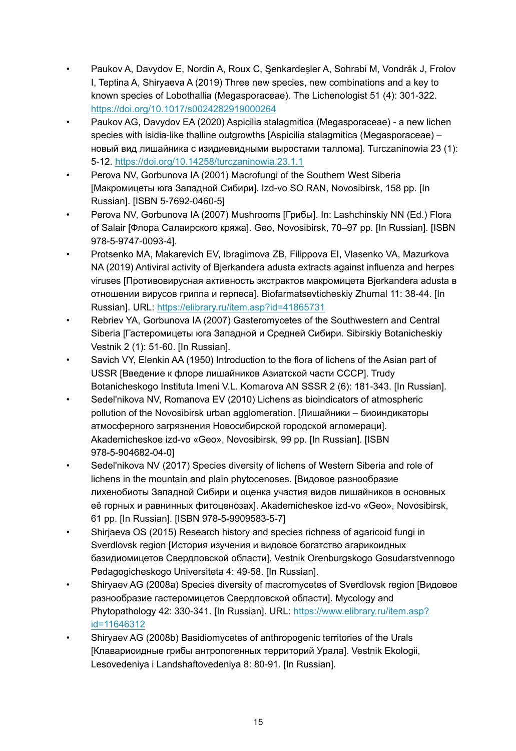- Paukov A, Davydov E, Nordin A, Roux C, Şenkardeşler A, Sohrabi M, Vondrák J, Frolov I, Teptina A, Shiryaeva A (2019) Three new species, new combinations and a key to known species of Lobothallia (Megasporaceae). The Lichenologist 51 (4): 301-322. https://doi.org/10.1017/s0024282919000264
- Paukov AG, Davydov EA (2020) Aspicilia stalagmitica (Megasporaceae) - a new lichen species with isidia-like thalline outgrowths [Aspicilia stalagmitica (Megasporaceae) – новый вид лишайника с изидиевидными выростами таллома]. Turczaninowia 23 (1): 5-12. https://doi.org/10.14258/turczaninowia.23.1.1
- Perova NV, Gorbunova IA (2001) Macrofungi of the Southern West Siberia [Макромицеты юга Западной Сибири]. Izd-vo SO RAN, Novosibirsk, 158 pp. [In Russian]. [ISBN 5-7692-0460-5]
- Perova NV, Gorbunova IA (2007) Mushrooms [Грибы]. In: Lashchinskiy NN (Ed.) Flora of Salair [Флора Салаирского кряжа]. Geo, Novosibirsk, 70–97 pp. [In Russian]. [ISBN 978-5-9747-0093-4].
- Protsenko MA, Makarevich EV, Ibragimova ZB, Filippova EI, Vlasenko VA, Mazurkova NA (2019) Antiviral activity of Bjerkandera adusta extracts against influenza and herpes viruses [Противовирусная активность экстрактов макромицета Bjerkandera adusta в отношении вирусов гриппа и герпеса]. Biofarmatsevticheskiy Zhurnal 11: 38-44. [In Russian]. URL: https://elibrary.ru/item.asp?id=41865731
- Rebriev YA, Gorbunova IA (2007) Gasteromycetes of the Southwestern and Central Siberia [Гастеромицеты юга Западной и Средней Сибири. Sibirskiy Botanicheskiy Vestnik 2 (1): 51-60. [In Russian].
- Savich VY, Elenkin AA (1950) Introduction to the flora of lichens of the Asian part of USSR [Введение к флоре лишайников Азиатской части СССР]. Trudy Botanicheskogo Instituta Imeni V.L. Komarova AN SSSR 2 (6): 181-343. [In Russian].
- Sedel'nikova NV, Romanova EV (2010) Lichens as bioindicators of atmospheric pollution of the Novosibirsk urban agglomeration. [Лишайники – биоиндикаторы атмосферного загрязнения Новосибирской городской агломераци]. Akademicheskoe izd-vo «Geo», Novosibirsk, 99 pp. [In Russian]. [ISBN 978-5-904682-04-0]
- Sedel'nikova NV (2017) Species diversity of lichens of Western Siberia and role of lichens in the mountain and plain phytocenoses. [Видовое разнообразие лихенобиоты Западной Сибири и оценка участия видов лишайников в основных её горных и равнинных фитоценозах]. Akademicheskoe izd-vo «Geo», Novosibirsk, 61 pp. [In Russian]. [ISBN 978-5-9909583-5-7]
- Shirjaeva OS (2015) Research history and species richness of agaricoid fungi in Sverdlovsk region [История изучения и видовое богатство агарикоидных базидиомицетов Свердловской области]. Vestnik Orenburgskogo Gosudarstvennogo Pedagogicheskogo Universiteta 4: 49-58. [In Russian].
- Shiryaev AG (2008a) Species diversity of macromycetes of Sverdlovsk region [Видовое разнообразие гастеромицетов Свердловской области]. Mycology and Phytopathology 42: 330-341. [In Russian]. URL: https://www.elibrary.ru/item.asp?id=11646312
- Shiryaev AG (2008b) Basidiomycetes of anthropogenic territories of the Urals [Клавариоидные грибы антропогенных территорий Урала]. Vestnik Ekologii, Lesovedeniya i Landshaftovedeniya 8: 80-91. [In Russian].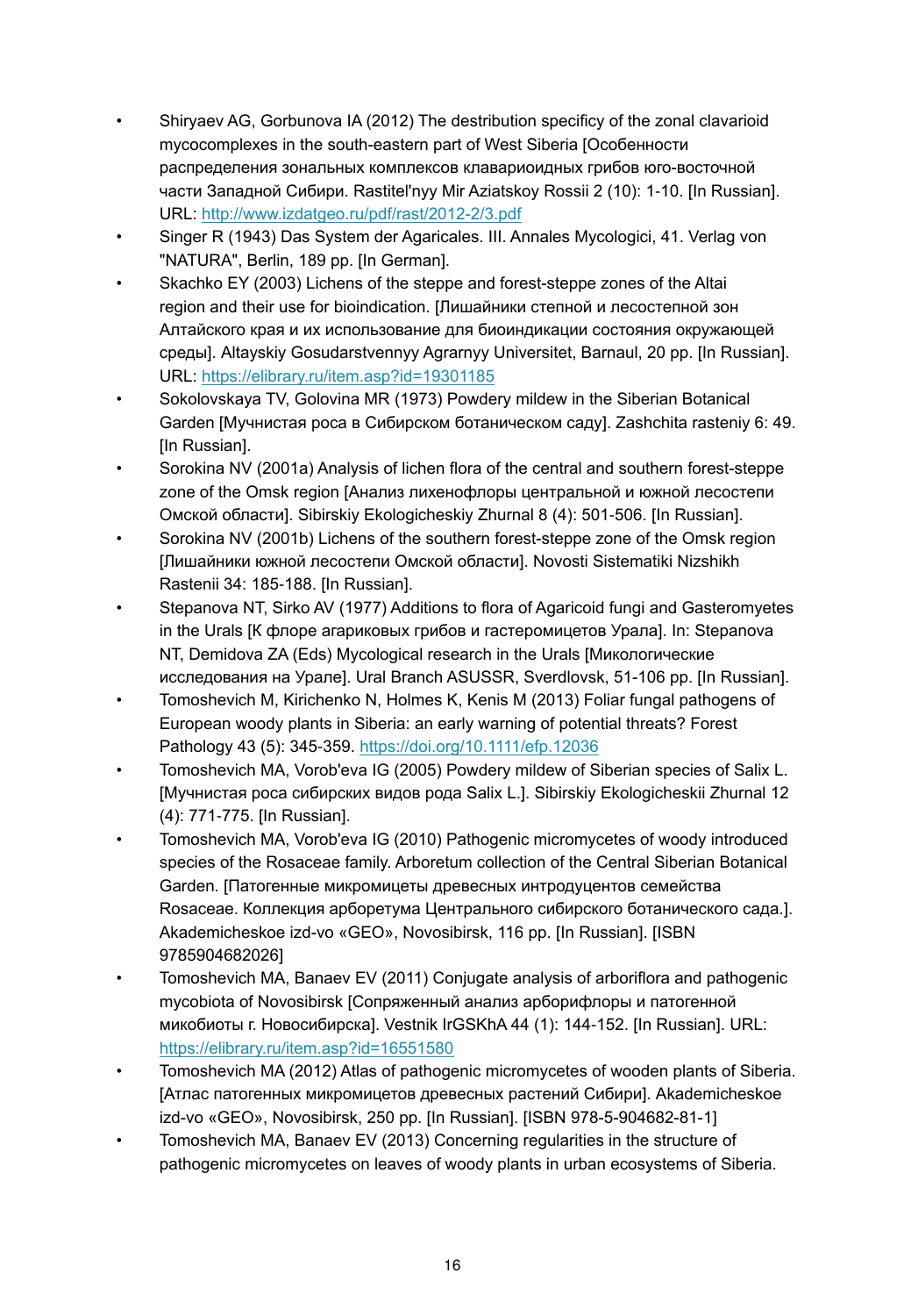- Shiryaev AG, Gorbunova IA (2012) The destribution specificy of the zonal clavarioid mycocomplexes in the south-eastern part of West Siberia [Особенности распределения зональных комплексов клавариоидных грибов юго-восточной части Западной Сибири. Rastitel'nyy Mir Aziatskoy Rossii 2 (10): 1-10. [In Russian]. URL: http://www.izdatgeo.ru/pdf/rast/2012-2/3.pdf
- Singer R (1943) Das System der Agaricales. III. Annales Mycologici, 41. Verlag von "NATURA", Berlin, 189 pp. [In German].
- Skachko EY (2003) Lichens of the steppe and forest-steppe zones of the Altai region and their use for bioindication. [Лишайники степной и лесостепной зон Алтайского края и их использование для биоиндикации состояния окружающей среды]. Altayskiy Gosudarstvennyy Agrarnyy Universitet, Barnaul, 20 pp. [In Russian]. URL: https://elibrary.ru/item.asp?id=19301185
- Sokolovskaya TV, Golovina MR (1973) Powdery mildew in the Siberian Botanical Garden [Мучнистая роса в Сибирском ботаническом саду]. Zashchita rasteniy 6: 49. [In Russian].
- Sorokina NV (2001a) Analysis of lichen flora of the central and southern forest-steppe zone of the Omsk region [Анализ лихенофлоры центральной и южной лесостепи Омской области]. Sibirskiy Ekologicheskiy Zhurnal 8 (4): 501-506. [In Russian].
- Sorokina NV (2001b) Lichens of the southern forest-steppe zone of the Omsk region [Лишайники южной лесостепи Омской области]. Novosti Sistematiki Nizshikh Rastenii 34: 185-188. [In Russian].
- Stepanova NT, Sirko AV (1977) Additions to flora of Agaricoid fungi and Gasteromyetes in the Urals [К флоре агариковых грибов и гастеромицетов Урала]. In: Stepanova NT, Demidova ZA (Eds) Mycological research in the Urals [Микологические исследования на Урале]. Ural Branch ASUSSR, Sverdlovsk, 51-106 pp. [In Russian].
- Tomoshevich M, Kirichenko N, Holmes K, Kenis M (2013) Foliar fungal pathogens of European woody plants in Siberia: an early warning of potential threats? Forest Pathology 43 (5): 345-359. https://doi.org/10.1111/efp.12036
- Tomoshevich MA, Vorob'eva IG (2005) Powdery mildew of Siberian species of Salix L. [Мучнистая роса сибирских видов рода Salix L.]. Sibirskiy Ekologicheskii Zhurnal 12 (4): 771-775. [In Russian].
- Tomoshevich MA, Vorob'eva IG (2010) Pathogenic micromycetes of woody introduced species of the Rosaceae family. Arboretum collection of the Central Siberian Botanical Garden. [Патогенные микромицеты древесных интродуцентов семейства Rosaceae. Коллекция арборетума Центрального сибирского ботанического сада.]. Akademicheskoe izd-vo «GEO», Novosibirsk, 116 pp. [In Russian]. [ISBN 9785904682026]
- Tomoshevich MA, Banaev EV (2011) Conjugate analysis of arboriflora and pathogenic mycobiota of Novosibirsk [Сопряженный анализ арборифлоры и патогенной микобиоты г. Новосибирска]. Vestnik IrGSKhA 44 (1): 144-152. [In Russian]. URL: https://elibrary.ru/item.asp?id=16551580
- Tomoshevich MA (2012) Atlas of pathogenic micromycetes of wooden plants of Siberia. [Атлас патогенных микромицетов древесных растений Сибири]. Akademicheskoe izd-vo «GEO», Novosibirsk, 250 pp. [In Russian]. [ISBN 978-5-904682-81-1]
- Tomoshevich MA, Banaev EV (2013) Concerning regularities in the structure of pathogenic micromycetes on leaves of woody plants in urban ecosystems of Siberia.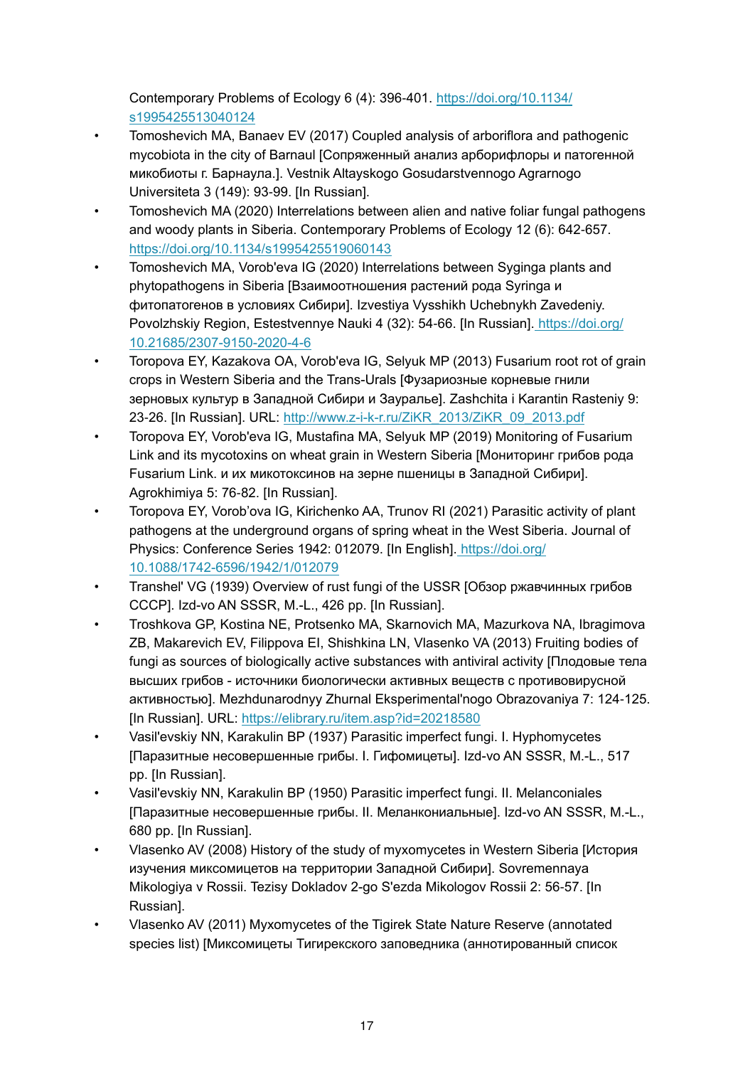Contemporary Problems of Ecology 6 (4): 396-401. https://doi.org/10.1134/s1995425513040124

- Tomoshevich MA, Banaev EV (2017) Coupled analysis of arboriflora and pathogenic mycobiota in the city of Barnaul [Сопряженный анализ арборифлоры и патогенной микобиоты г. Барнаула.]. Vestnik Altayskogo Gosudarstvennogo Agrarnogo Universiteta 3 (149): 93-99. [In Russian].
- Tomoshevich MA (2020) Interrelations between alien and native foliar fungal pathogens and woody plants in Siberia. Contemporary Problems of Ecology 12 (6): 642-657. https://doi.org/10.1134/s1995425519060143
- Tomoshevich MA, Vorob'eva IG (2020) Interrelations between Syginga plants and phytopathogens in Siberia [Взаимоотношения растений рода Syringa и фитопатогенов в условиях Сибири]. Izvestiya Vysshikh Uchebnykh Zavedeniy. Povolzhskiy Region, Estestvennye Nauki 4 (32): 54-66. [In Russian]. https://doi.org/10.21685/2307-9150-2020-4-6
- Toropova EY, Kazakova OA, Vorob'eva IG, Selyuk MP (2013) Fusarium root rot of grain crops in Western Siberia and the Trans-Urals [Фузариозные корневые гнили зерновых культур в Западной Сибири и Зауралье]. Zashchita i Karantin Rasteniy 9: 23-26. [In Russian]. URL: http://www.z-i-k-r.ru/ZiKR_2013/ZiKR_09_2013.pdf
- Toropova EY, Vorob'eva IG, Mustafina MA, Selyuk MP (2019) Monitoring of Fusarium Link and its mycotoxins on wheat grain in Western Siberia [Мониторинг грибов рода Fusarium Link. и их микотоксинов на зерне пшеницы в Западной Сибири]. Agrokhimiya 5: 76-82. [In Russian].
- Toropova EY, Vorob'ova IG, Kirichenko AA, Trunov RI (2021) Parasitic activity of plant pathogens at the underground organs of spring wheat in the West Siberia. Journal of Physics: Conference Series 1942: 012079. [In English]. https://doi.org/10.1088/1742-6596/1942/1/012079
- Transhel' VG (1939) Overview of rust fungi of the USSR [Обзор ржавчинных грибов СССР]. Izd-vo AN SSSR, M.-L., 426 pp. [In Russian].
- Troshkova GP, Kostina NE, Protsenko MA, Skarnovich MA, Mazurkova NA, Ibragimova ZB, Makarevich EV, Filippova EI, Shishkina LN, Vlasenko VA (2013) Fruiting bodies of fungi as sources of biologically active substances with antiviral activity [Плодовые тела высших грибов - источники биологически активных веществ с противовирусной активностью]. Mezhdunarodnyy Zhurnal Eksperimental'nogo Obrazovaniya 7: 124-125. [In Russian]. URL: https://elibrary.ru/item.asp?id=20218580
- Vasil'evskiy NN, Karakulin BP (1937) Parasitic imperfect fungi. I. Hyphomycetes [Паразитные несовершенные грибы. I. Гифомицеты]. Izd-vo AN SSSR, M.-L., 517 pp. [In Russian].
- Vasil'evskiy NN, Karakulin BP (1950) Parasitic imperfect fungi. II. Melanconiales [Паразитные несовершенные грибы. II. Меланкониальные]. Izd-vo AN SSSR, M.-L., 680 pp. [In Russian].
- Vlasenko AV (2008) History of the study of myxomycetes in Western Siberia [История изучения миксомицетов на территории Западной Сибири]. Sovremennaya Mikologiya v Rossii. Tezisy Dokladov 2-go S'ezda Mikologov Rossii 2: 56-57. [In Russian].
- Vlasenko AV (2011) Myxomycetes of the Tigirek State Nature Reserve (annotated species list) [Миксомицеты Тигирекского заповедника (аннотированный список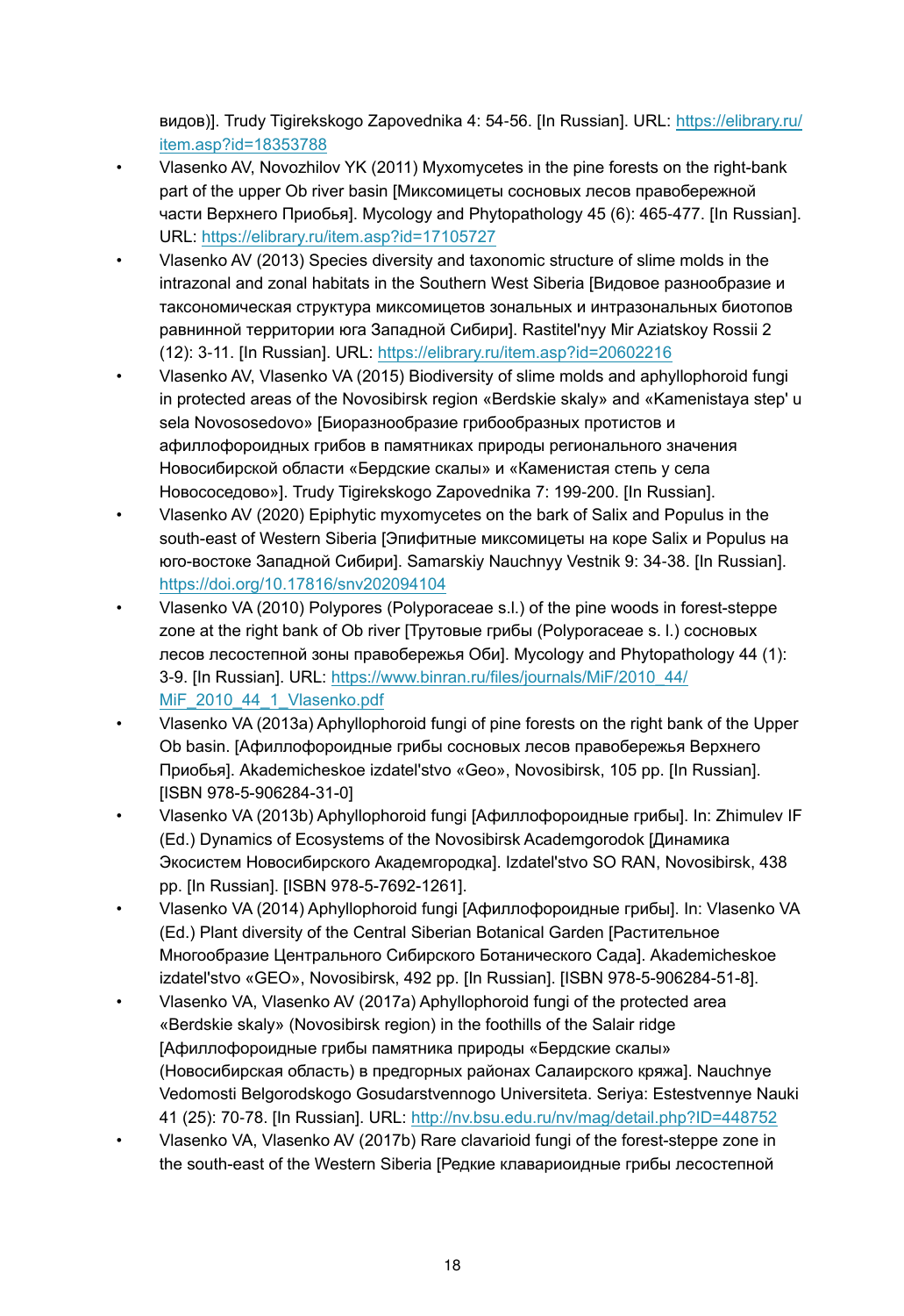видов)]. Trudy Tigirekskogo Zapovednika 4: 54-56. [In Russian]. URL: https://elibrary.ru/item.asp?id=18353788

- Vlasenko AV, Novozhilov YK (2011) Myxomycetes in the pine forests on the right-bank part of the upper Ob river basin [Миксомицеты сосновых лесов правобережной части Верхнего Приобья]. Mycology and Phytopathology 45 (6): 465-477. [In Russian]. URL: https://elibrary.ru/item.asp?id=17105727
- Vlasenko AV (2013) Species diversity and taxonomic structure of slime molds in the intrazonal and zonal habitats in the Southern West Siberia [Видовое разнообразие и таксономическая структура миксомицетов зональных и интразональных биотопов равнинной территории юга Западной Сибири]. Rastitel'nyy Mir Aziatskoy Rossii 2 (12): 3-11. [In Russian]. URL: https://elibrary.ru/item.asp?id=20602216
- Vlasenko AV, Vlasenko VA (2015) Biodiversity of slime molds and aphyllophoroid fungi in protected areas of the Novosibirsk region «Berdskie skaly» and «Kamenistaya step' u sela Novososedovo» [Биоразнообразие грибообразных протистов и афиллофороидных грибов в памятниках природы регионального значения Новосибирской области «Бердские скалы» и «Каменистая степь у села Новососедово»]. Trudy Tigirekskogo Zapovednika 7: 199-200. [In Russian].
- Vlasenko AV (2020) Epiphytic myxomycetes on the bark of Salix and Populus in the south-east of Western Siberia [Эпифитные миксомицеты на коре Salix и Populus на юго-востоке Западной Сибири]. Samarskiy Nauchnyy Vestnik 9: 34-38. [In Russian]. https://doi.org/10.17816/snv202094104
- Vlasenko VA (2010) Polypores (Polyporaceae s.l.) of the pine woods in forest-steppe zone at the right bank of Ob river [Трутовые грибы (Polyporaceae s. l.) сосновых лесов лесостепной зоны правобережья Оби]. Mycology and Phytopathology 44 (1): 3-9. [In Russian]. URL: https://www.binran.ru/files/journals/MiF/2010_44/MiF_2010_44_1_Vlasenko.pdf
- Vlasenko VA (2013a) Aphyllophoroid fungi of pine forests on the right bank of the Upper Ob basin. [Афиллофороидные грибы сосновых лесов правобережья Верхнего Приобья]. Akademicheskoe izdatel'stvo «Geo», Novosibirsk, 105 pp. [In Russian]. [ISBN 978-5-906284-31-0]
- Vlasenko VA (2013b) Aphyllophoroid fungi [Афиллофороидные грибы]. In: Zhimulev IF (Ed.) Dynamics of Ecosystems of the Novosibirsk Academgorodok [Динамика Экосистем Новосибирского Академгородка]. Izdatel'stvo SO RAN, Novosibirsk, 438 pp. [In Russian]. [ISBN 978-5-7692-1261].
- Vlasenko VA (2014) Aphyllophoroid fungi [Афиллофороидные грибы]. In: Vlasenko VA (Ed.) Plant diversity of the Central Siberian Botanical Garden [Растительное Многообразие Центрального Сибирского Ботанического Сада]. Akademicheskoe izdatel'stvo «GEO», Novosibirsk, 492 pp. [In Russian]. [ISBN 978-5-906284-51-8].
- Vlasenko VA, Vlasenko AV (2017a) Aphyllophoroid fungi of the protected area «Berdskie skaly» (Novosibirsk region) in the foothills of the Salair ridge [Афиллофороидные грибы памятника природы «Бердские скалы» (Новосибирская область) в предгорных районах Салаирского кряжа]. Nauchnye Vedomosti Belgorodskogo Gosudarstvennogo Universiteta. Seriya: Estestvennye Nauki 41 (25): 70-78. [In Russian]. URL: http://nv.bsu.edu.ru/nv/mag/detail.php?ID=448752
- Vlasenko VA, Vlasenko AV (2017b) Rare clavarioid fungi of the forest-steppe zone in the south-east of the Western Siberia [Редкие клавариоидные грибы лесостепной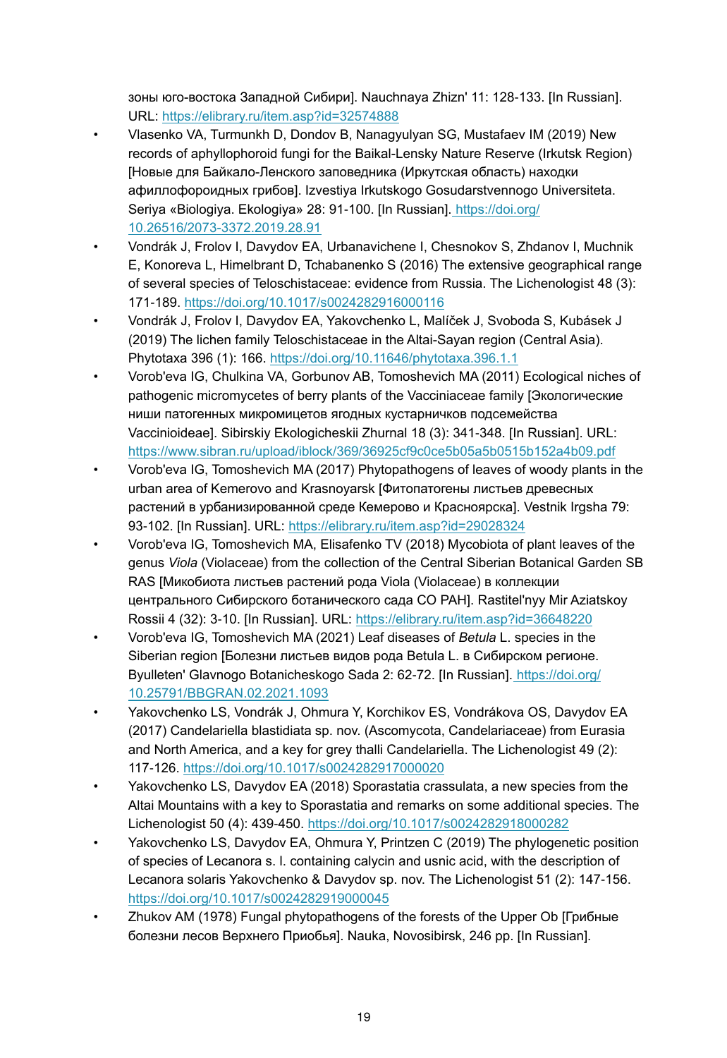зоны юго-востока Западной Сибири]. Nauchnaya Zhizn' 11: 128-133. [In Russian]. URL: https://elibrary.ru/item.asp?id=32574888

- Vlasenko VA, Turmunkh D, Dondov B, Nanagyulyan SG, Mustafaev IM (2019) New records of aphyllophoroid fungi for the Baikal-Lensky Nature Reserve (Irkutsk Region) [Новые для Байкало-Ленского заповедника (Иркутская область) находки афиллофороидных грибов]. Izvestiya Irkutskogo Gosudarstvennogo Universiteta. Seriya «Biologiya. Ekologiya» 28: 91-100. [In Russian]. https://doi.org/10.26516/2073-3372.2019.28.91
- Vondrák J, Frolov I, Davydov EA, Urbanavichene I, Chesnokov S, Zhdanov I, Muchnik E, Konoreva L, Himelbrant D, Tchabanenko S (2016) The extensive geographical range of several species of Teloschistaceae: evidence from Russia. The Lichenologist 48 (3): 171-189. https://doi.org/10.1017/s0024282916000116
- Vondrák J, Frolov I, Davydov EA, Yakovchenko L, Malíček J, Svoboda S, Kubásek J (2019) The lichen family Teloschistaceae in the Altai-Sayan region (Central Asia). Phytotaxa 396 (1): 166. https://doi.org/10.11646/phytotaxa.396.1.1
- Vorob'eva IG, Chulkina VA, Gorbunov AB, Tomoshevich MA (2011) Ecological niches of pathogenic micromycetes of berry plants of the Vacciniaceae family [Экологические ниши патогенных микромицетов ягодных кустарничков подсемейства Vaccinioideae]. Sibirskiy Ekologicheskii Zhurnal 18 (3): 341-348. [In Russian]. URL: https://www.sibran.ru/upload/iblock/369/36925cf9c0ce5b05a5b0515b152a4b09.pdf
- Vorob'eva IG, Tomoshevich MA (2017) Phytopathogens of leaves of woody plants in the urban area of Kemerovo and Krasnoyarsk [Фитопатогены листьев древесных растений в урбанизированной среде Кемерово и Красноярска]. Vestnik Irgsha 79: 93-102. [In Russian]. URL: https://elibrary.ru/item.asp?id=29028324
- Vorob'eva IG, Tomoshevich MA, Elisafenko TV (2018) Mycobiota of plant leaves of the genus *Viola* (Violaceae) from the collection of the Central Siberian Botanical Garden SB RAS [Микобиота листьев растений рода Viola (Violaceae) в коллекции центрального Сибирского ботанического сада СО РАН]. Rastitel'nyy Mir Aziatskoy Rossii 4 (32): 3-10. [In Russian]. URL: https://elibrary.ru/item.asp?id=36648220
- Vorob'eva IG, Tomoshevich MA (2021) Leaf diseases of *Betula* L. species in the Siberian region [Болезни листьев видов рода Betula L. в Сибирском регионе. Byulleten' Glavnogo Botanicheskogo Sada 2: 62-72. [In Russian]. https://doi.org/10.25791/BBGRAN.02.2021.1093
- Yakovchenko LS, Vondrák J, Ohmura Y, Korchikov ES, Vondrákova OS, Davydov EA (2017) Candelariella blastidiata sp. nov. (Ascomycota, Candelariaceae) from Eurasia and North America, and a key for grey thalli Candelariella. The Lichenologist 49 (2): 117-126. https://doi.org/10.1017/s0024282917000020
- Yakovchenko LS, Davydov EA (2018) Sporastatia crassulata, a new species from the Altai Mountains with a key to Sporastatia and remarks on some additional species. The Lichenologist 50 (4): 439-450. https://doi.org/10.1017/s0024282918000282
- Yakovchenko LS, Davydov EA, Ohmura Y, Printzen C (2019) The phylogenetic position of species of Lecanora s. l. containing calycin and usnic acid, with the description of Lecanora solaris Yakovchenko & Davydov sp. nov. The Lichenologist 51 (2): 147-156. https://doi.org/10.1017/s0024282919000045
- Zhukov AM (1978) Fungal phytopathogens of the forests of the Upper Ob [Грибные болезни лесов Верхнего Приобья]. Nauka, Novosibirsk, 246 pp. [In Russian].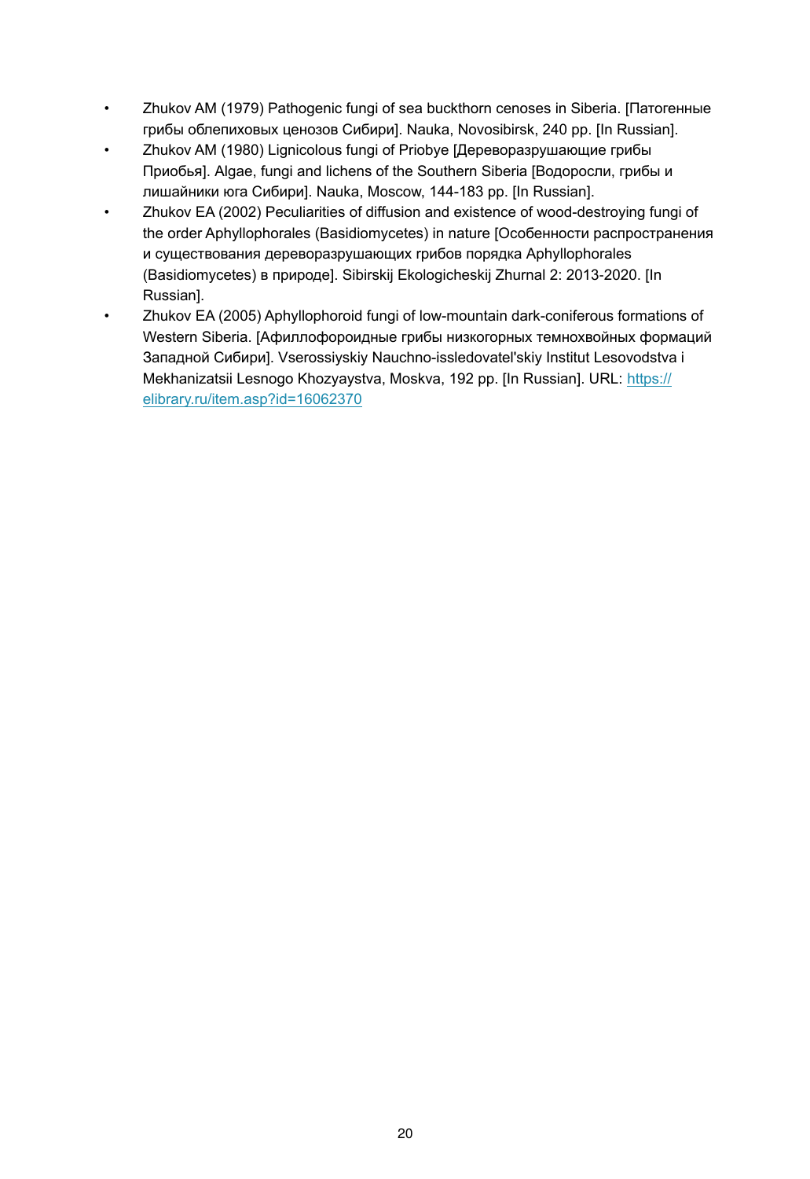- Zhukov AM (1979) Pathogenic fungi of sea buckthorn cenoses in Siberia. [Патогенные грибы облепиховых ценозов Сибири]. Nauka, Novosibirsk, 240 pp. [In Russian].
- Zhukov AM (1980) Lignicolous fungi of Priobye [Дереворазрушающие грибы Приобья]. Algae, fungi and lichens of the Southern Siberia [Водоросли, грибы и лишайники юга Сибири]. Nauka, Moscow, 144-183 pp. [In Russian].
- Zhukov EA (2002) Peculiarities of diffusion and existence of wood-destroying fungi of the order Aphyllophorales (Basidiomycetes) in nature [Особенности распространения и существования дереворазрушающих грибов порядка Aphyllophorales (Basidiomycetes) в природе]. Sibirskij Ekologicheskij Zhurnal 2: 2013-2020. [In Russian].
- Zhukov EA (2005) Aphyllophoroid fungi of low-mountain dark-coniferous formations of Western Siberia. [Афиллофороидные грибы низкогорных темнохвойных формаций Западной Сибири]. Vserossiyskiy Nauchno-issledovatel'skiy Institut Lesovodstva i Mekhanizatsii Lesnogo Khozyaystva, Moskva, 192 pp. [In Russian]. URL: https://elibrary.ru/item.asp?id=16062370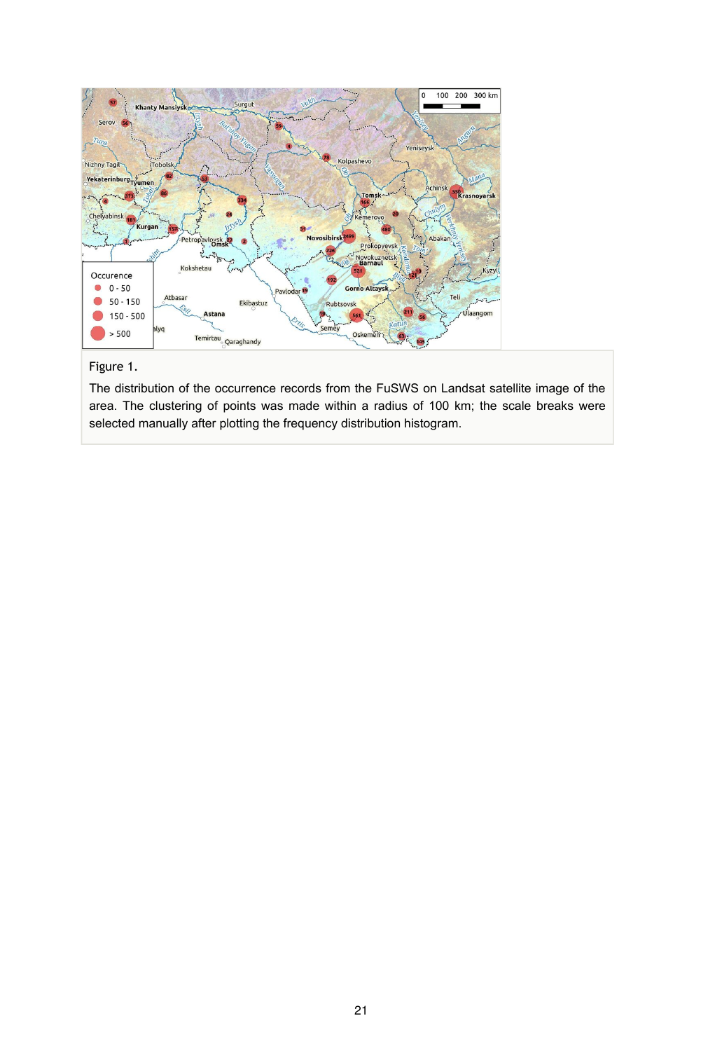Figure 1.

The distribution of the occurrence records from the FuSWS on Landsat satellite image of the area. The clustering of points was made within a radius of 100 km; the scale breaks were selected manually after plotting the frequency distribution histogram.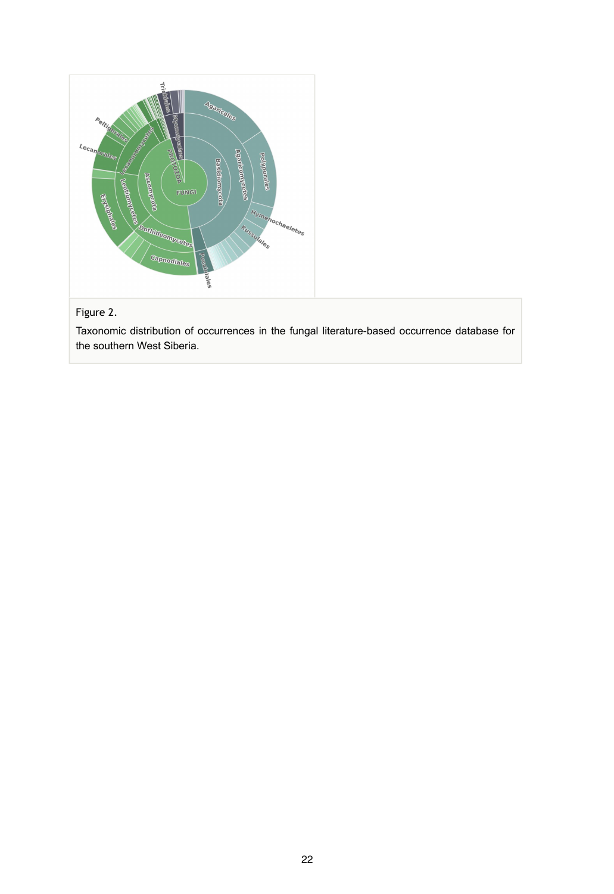Figure 2.

Taxonomic distribution of occurrences in the fungal literature-based occurrence database for the southern West Siberia.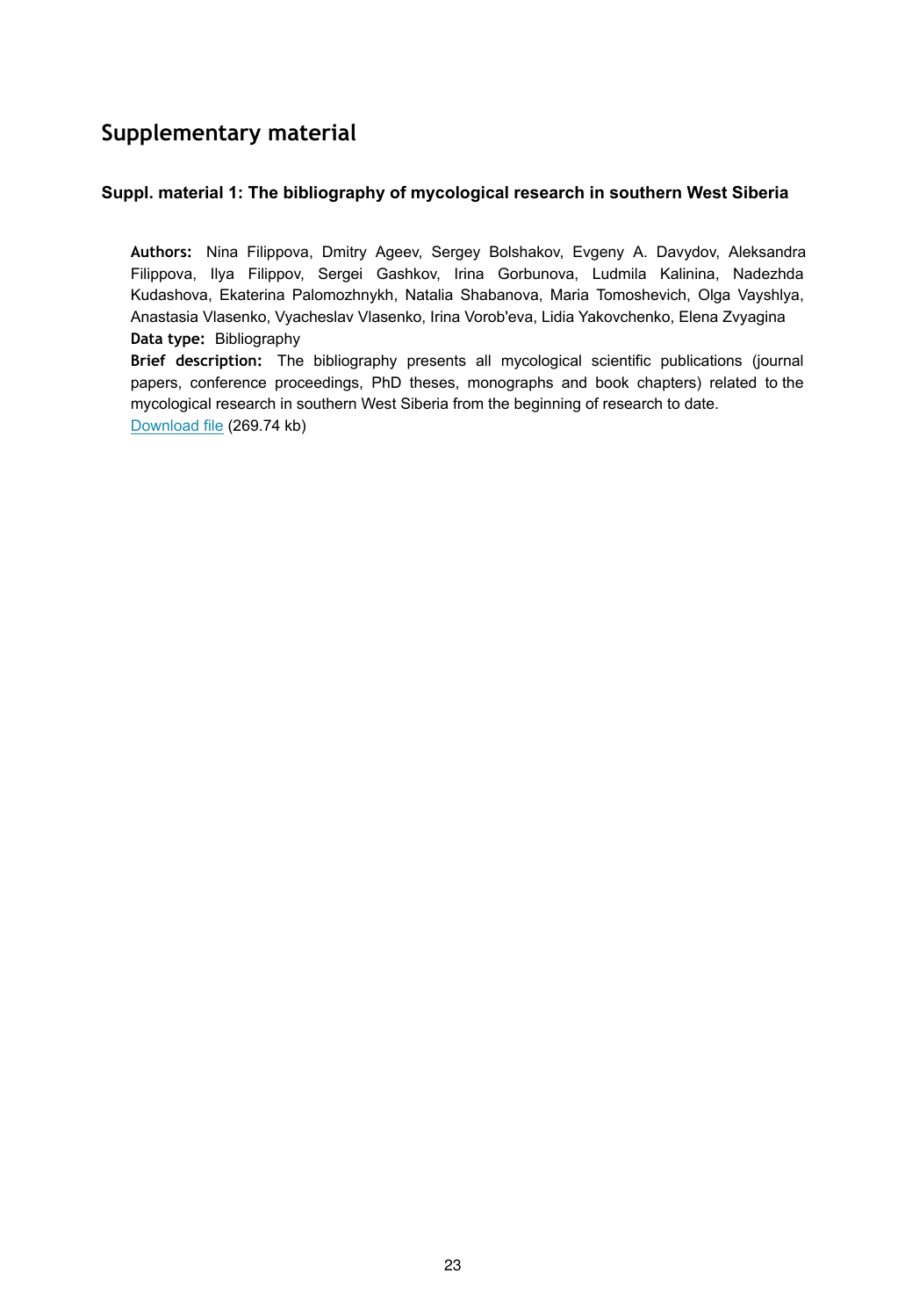## Supplementary material

### Suppl. material 1: The bibliography of mycological research in southern West Siberia

**Authors:** Nina Filippova, Dmitry Ageev, Sergey Bolshakov, Evgeny A. Davydov, Aleksandra Filippova, Ilya Filippov, Sergei Gashkov, Irina Gorbunova, Ludmila Kalinina, Nadezhda Kudashova, Ekaterina Palomozhnykh, Natalia Shabanova, Maria Tomoshevich, Olga Vayshlya, Anastasia Vlasenko, Vyacheslav Vlasenko, Irina Vorob'eva, Lidia Yakovchenko, Elena Zvyagina

**Data type:** Bibliography

**Brief description:** The bibliography presents all mycological scientific publications (journal papers, conference proceedings, PhD theses, monographs and book chapters) related to the mycological research in southern West Siberia from the beginning of research to date.

Download file (269.74 kb)